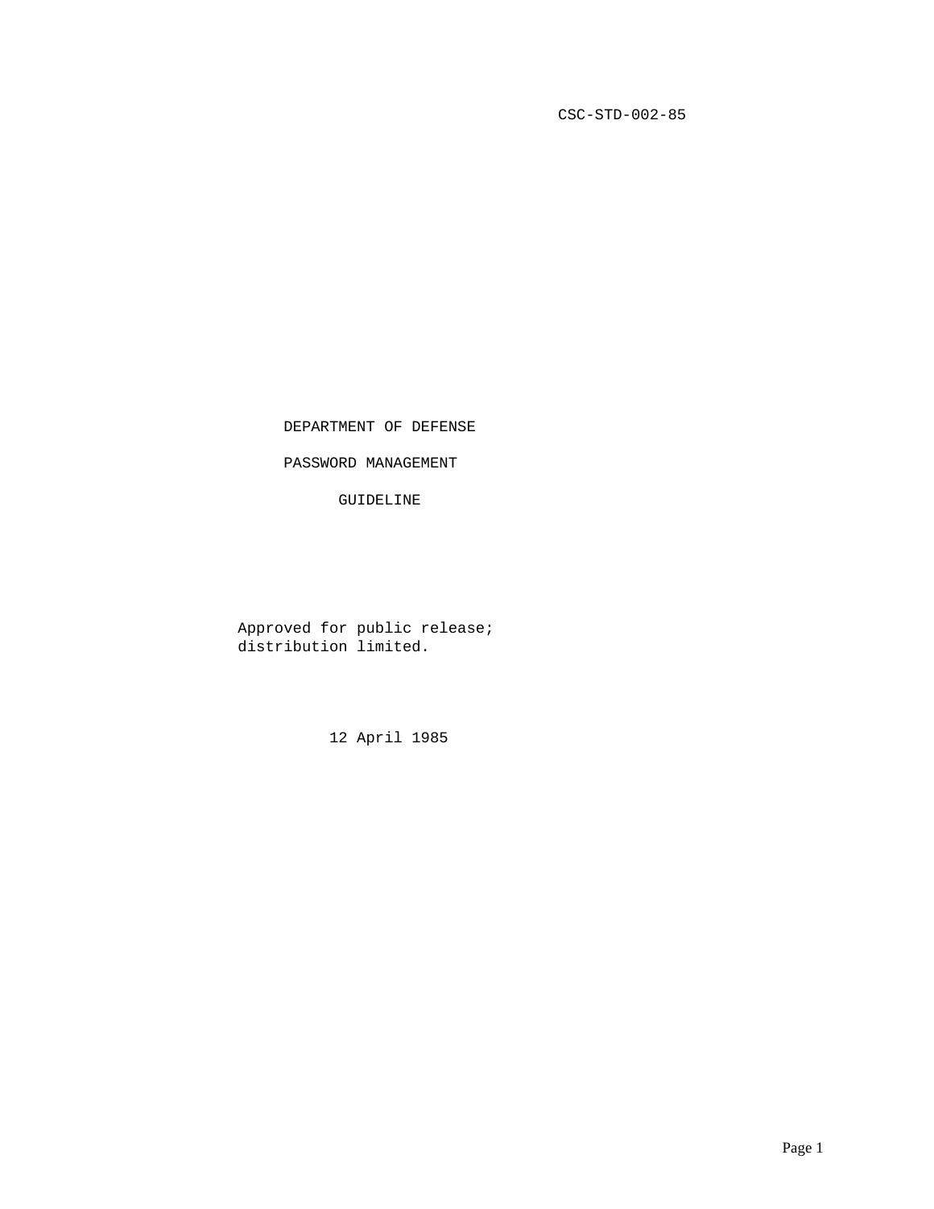CSC-STD-002-85

# DEPARTMENT OF DEFENSE

# PASSWORD MANAGEMENT

# GUIDELINE

Approved for public release;
distribution limited.

12 April 1985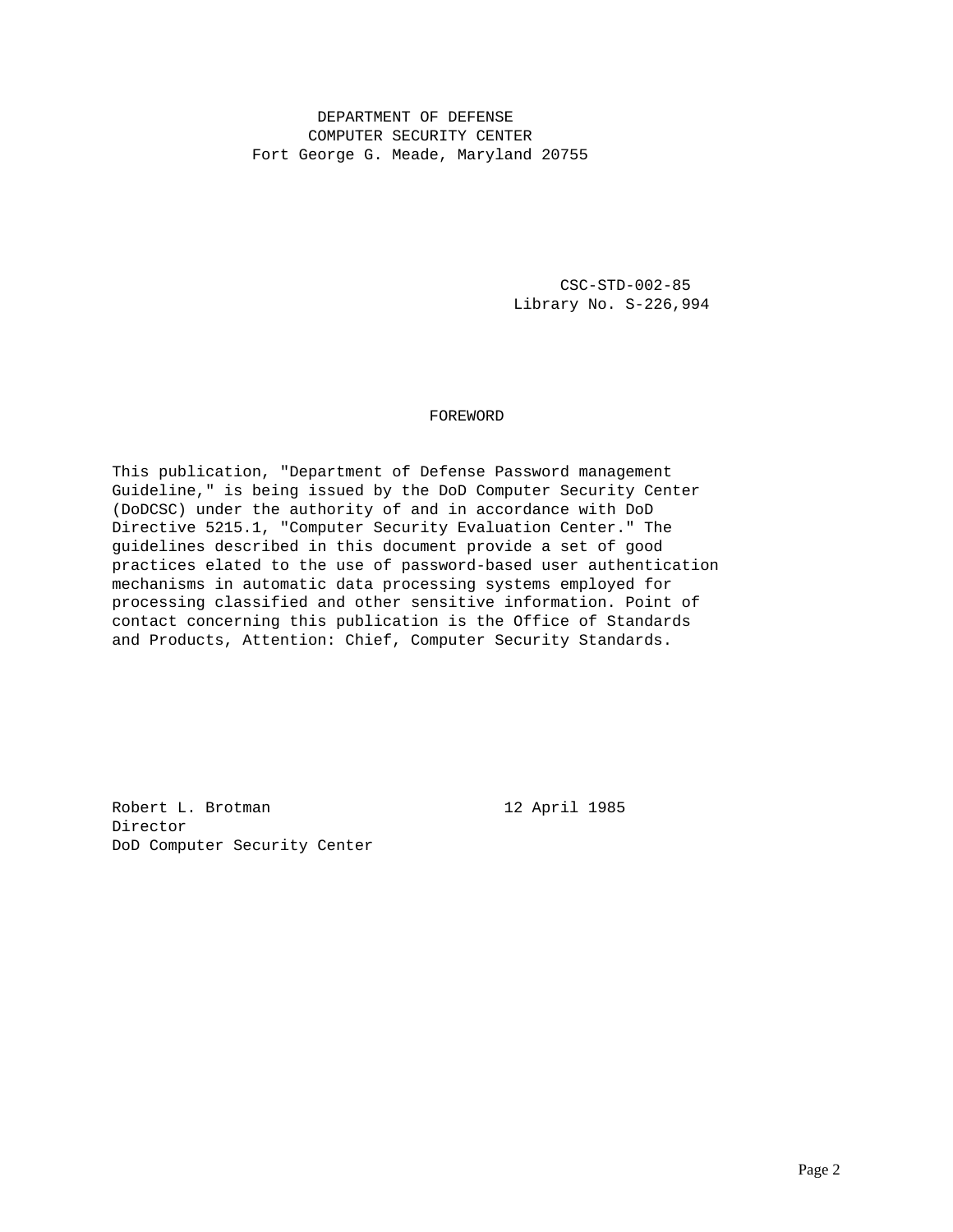DEPARTMENT OF DEFENSE
COMPUTER SECURITY CENTER
Fort George G. Meade, Maryland 20755

CSC-STD-002-85
Library No. S-226,994

## FOREWORD

This publication, "Department of Defense Password management Guideline," is being issued by the DoD Computer Security Center (DoDCSC) under the authority of and in accordance with DoD Directive 5215.1, "Computer Security Evaluation Center." The guidelines described in this document provide a set of good practices elated to the use of password-based user authentication mechanisms in automatic data processing systems employed for processing classified and other sensitive information. Point of contact concerning this publication is the Office of Standards and Products, Attention: Chief, Computer Security Standards.

Robert L. Brotman
Director
DoD Computer Security Center

12 April 1985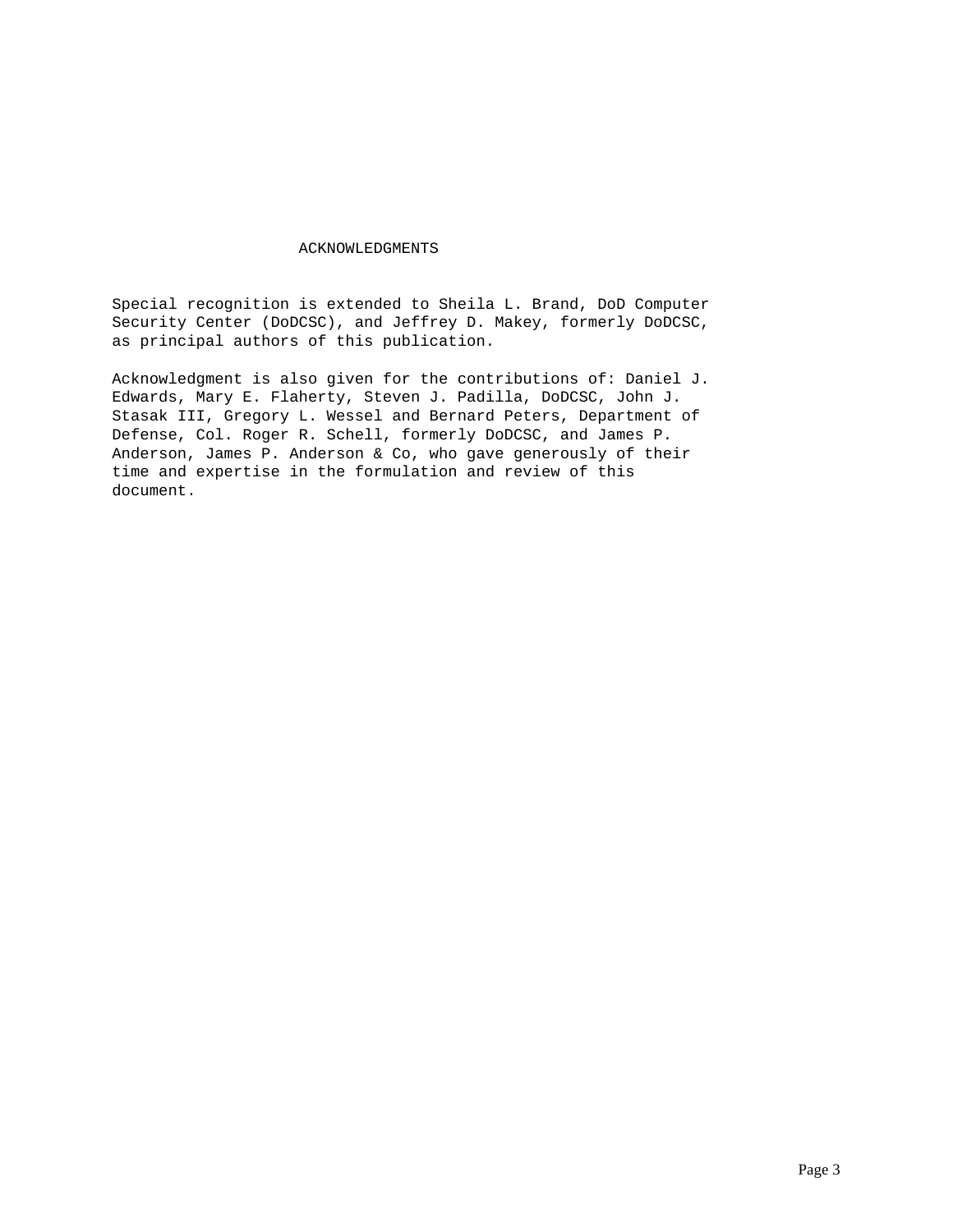# ACKNOWLEDGMENTS

Special recognition is extended to Sheila L. Brand, DoD Computer Security Center (DoDCSC), and Jeffrey D. Makey, formerly DoDCSC, as principal authors of this publication.

Acknowledgment is also given for the contributions of: Daniel J. Edwards, Mary E. Flaherty, Steven J. Padilla, DoDCSC, John J. Stasak III, Gregory L. Wessel and Bernard Peters, Department of Defense, Col. Roger R. Schell, formerly DoDCSC, and James P. Anderson, James P. Anderson & Co, who gave generously of their time and expertise in the formulation and review of this document.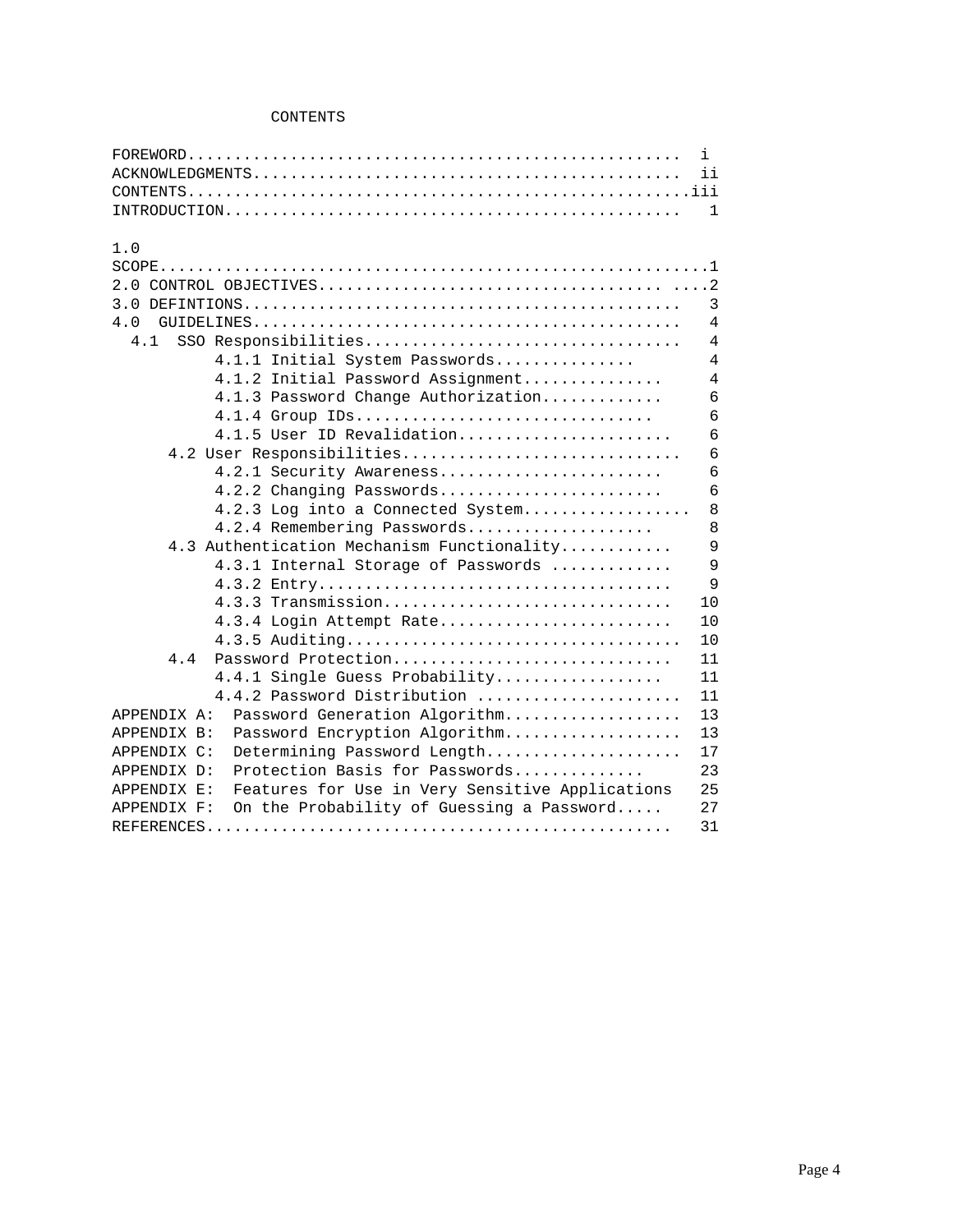# CONTENTS

FOREWORD.................................................... i
ACKNOWLEDGMENTS............................................ ii
CONTENTS...................................................iii
INTRODUCTION................................................ 1

1.0 SCOPE.....................................................1
2.0 CONTROL OBJECTIVES.................................... ....2
3.0 DEFINTIONS............................................... 3
4.0 GUIDELINES............................................... 4
- 4.1 SSO Responsibilities................................. 4
  - 4.1.1 Initial System Passwords............... 4
  - 4.1.2 Initial Password Assignment............... 4
  - 4.1.3 Password Change Authorization............. 6
  - 4.1.4 Group IDs............................... 6
  - 4.1.5 User ID Revalidation....................... 6
- 4.2 User Responsibilities............................. 6
  - 4.2.1 Security Awareness........................ 6
  - 4.2.2 Changing Passwords........................ 6
  - 4.2.3 Log into a Connected System.................. 8
  - 4.2.4 Remembering Passwords.................... 8
- 4.3 Authentication Mechanism Functionality............ 9
  - 4.3.1 Internal Storage of Passwords ............ 9
  - 4.3.2 Entry..................................... 9
  - 4.3.3 Transmission.............................. 10
  - 4.3.4 Login Attempt Rate......................... 10
  - 4.3.5 Auditing................................... 10
- 4.4 Password Protection............................. 11
  - 4.4.1 Single Guess Probability.................. 11
  - 4.4.2 Password Distribution ...................... 11

APPENDIX A: Password Generation Algorithm................... 13
APPENDIX B: Password Encryption Algorithm................... 13
APPENDIX C: Determining Password Length..................... 17
APPENDIX D: Protection Basis for Passwords.............. 23
APPENDIX E: Features for Use in Very Sensitive Applications 25
APPENDIX F: On the Probability of Guessing a Password..... 27
REFERENCES................................................. 31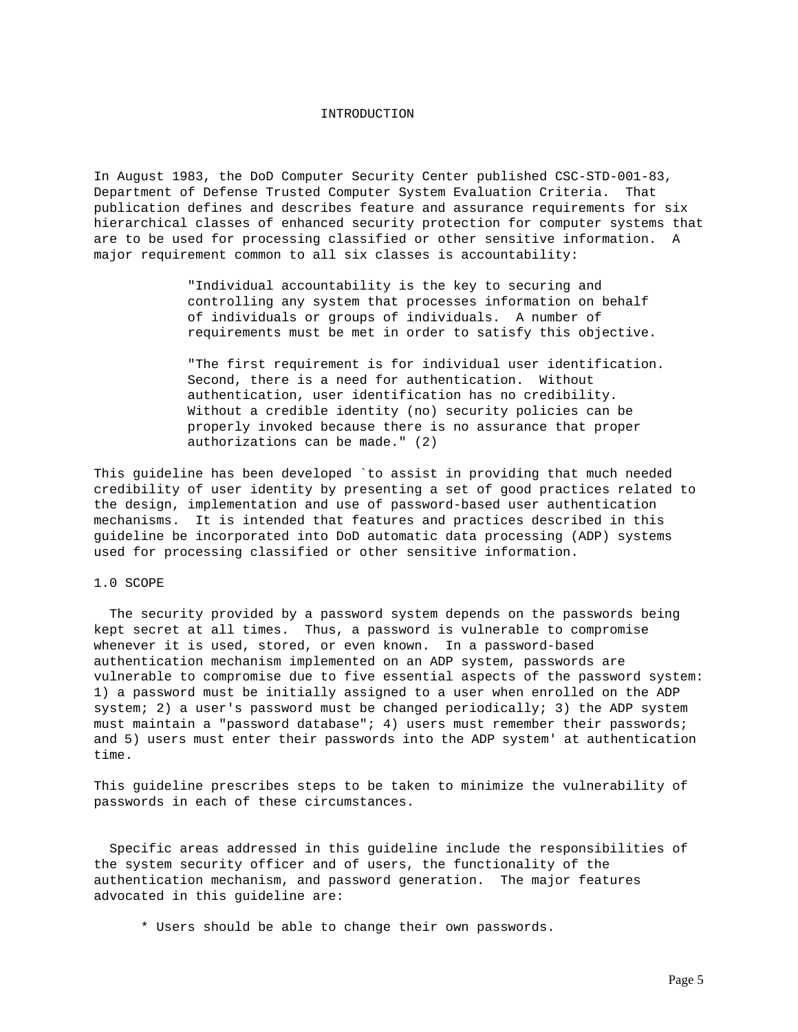# INTRODUCTION

In August 1983, the DoD Computer Security Center published CSC-STD-001-83, Department of Defense Trusted Computer System Evaluation Criteria. That publication defines and describes feature and assurance requirements for six hierarchical classes of enhanced security protection for computer systems that are to be used for processing classified or other sensitive information. A major requirement common to all six classes is accountability:

> "Individual accountability is the key to securing and controlling any system that processes information on behalf of individuals or groups of individuals. A number of requirements must be met in order to satisfy this objective.
>
> "The first requirement is for individual user identification. Second, there is a need for authentication. Without authentication, user identification has no credibility. Without a credible identity (no) security policies can be properly invoked because there is no assurance that proper authorizations can be made." (2)

This guideline has been developed `to assist in providing that much needed credibility of user identity by presenting a set of good practices related to the design, implementation and use of password-based user authentication mechanisms. It is intended that features and practices described in this guideline be incorporated into DoD automatic data processing (ADP) systems used for processing classified or other sensitive information.

## 1.0 SCOPE

The security provided by a password system depends on the passwords being kept secret at all times. Thus, a password is vulnerable to compromise whenever it is used, stored, or even known. In a password-based authentication mechanism implemented on an ADP system, passwords are vulnerable to compromise due to five essential aspects of the password system: 1) a password must be initially assigned to a user when enrolled on the ADP system; 2) a user's password must be changed periodically; 3) the ADP system must maintain a "password database"; 4) users must remember their passwords; and 5) users must enter their passwords into the ADP system' at authentication time.

This guideline prescribes steps to be taken to minimize the vulnerability of passwords in each of these circumstances.

Specific areas addressed in this guideline include the responsibilities of the system security officer and of users, the functionality of the authentication mechanism, and password generation. The major features advocated in this guideline are:

* Users should be able to change their own passwords.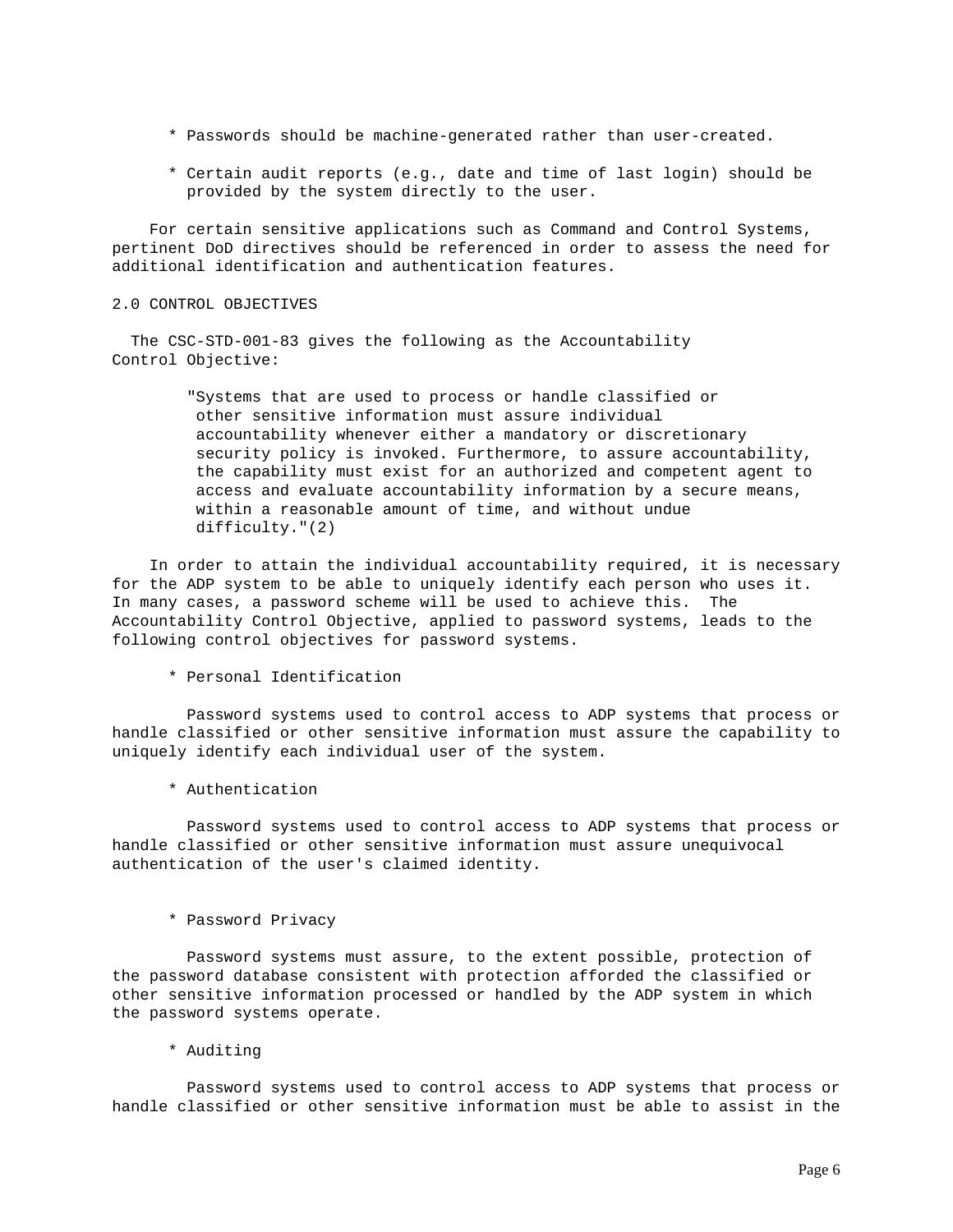* Passwords should be machine-generated rather than user-created.

* Certain audit reports (e.g., date and time of last login) should be provided by the system directly to the user.

For certain sensitive applications such as Command and Control Systems, pertinent DoD directives should be referenced in order to assess the need for additional identification and authentication features.

## 2.0 CONTROL OBJECTIVES

The CSC-STD-001-83 gives the following as the Accountability Control Objective:

> "Systems that are used to process or handle classified or other sensitive information must assure individual accountability whenever either a mandatory or discretionary security policy is invoked. Furthermore, to assure accountability, the capability must exist for an authorized and competent agent to access and evaluate accountability information by a secure means, within a reasonable amount of time, and without undue difficulty."(2)

In order to attain the individual accountability required, it is necessary for the ADP system to be able to uniquely identify each person who uses it. In many cases, a password scheme will be used to achieve this. The Accountability Control Objective, applied to password systems, leads to the following control objectives for password systems.

* Personal Identification

Password systems used to control access to ADP systems that process or handle classified or other sensitive information must assure the capability to uniquely identify each individual user of the system.

* Authentication

Password systems used to control access to ADP systems that process or handle classified or other sensitive information must assure unequivocal authentication of the user's claimed identity.

* Password Privacy

Password systems must assure, to the extent possible, protection of the password database consistent with protection afforded the classified or other sensitive information processed or handled by the ADP system in which the password systems operate.

* Auditing

Password systems used to control access to ADP systems that process or handle classified or other sensitive information must be able to assist in the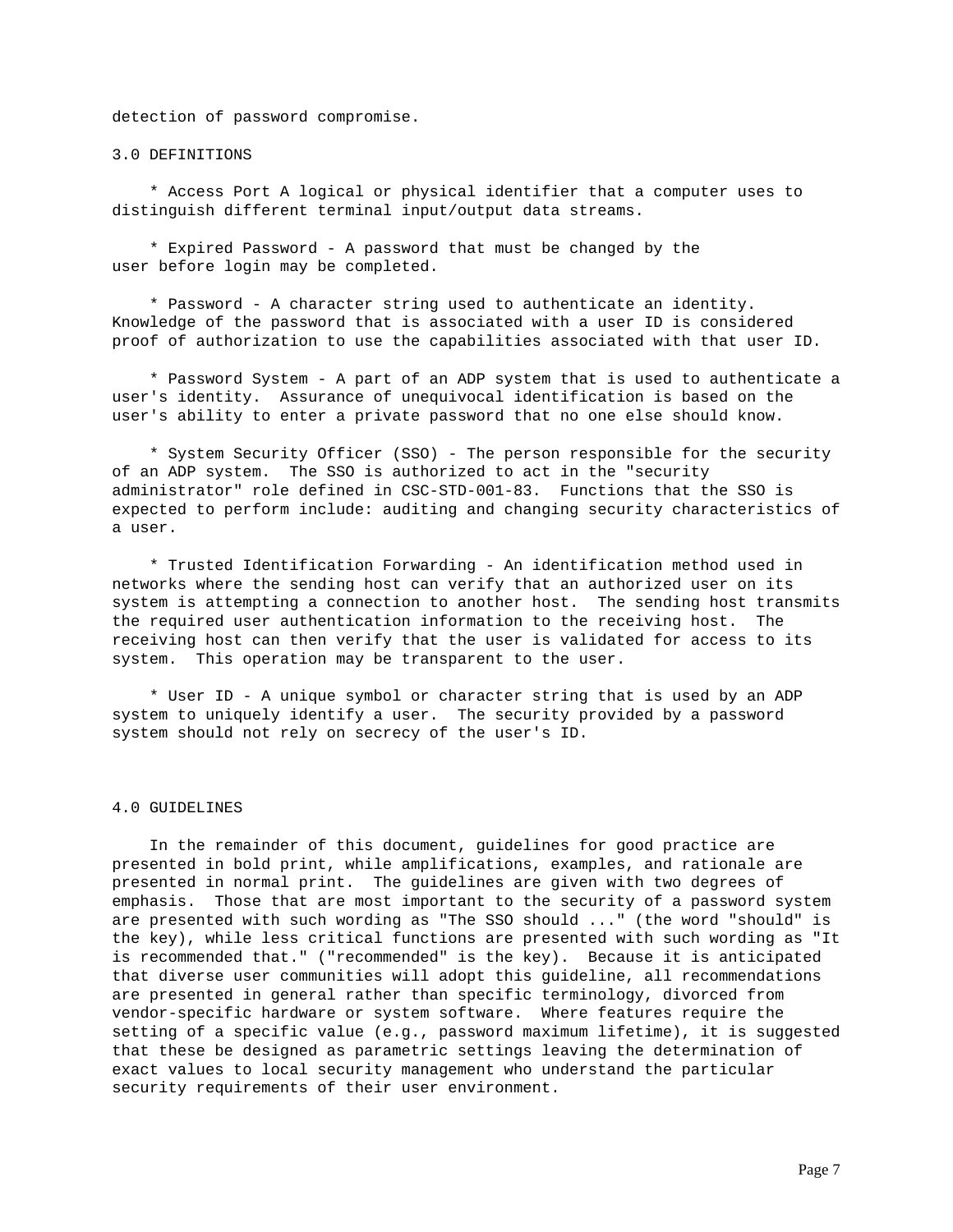detection of password compromise.

## 3.0 DEFINITIONS

* Access Port A logical or physical identifier that a computer uses to distinguish different terminal input/output data streams.

* Expired Password - A password that must be changed by the user before login may be completed.

* Password - A character string used to authenticate an identity. Knowledge of the password that is associated with a user ID is considered proof of authorization to use the capabilities associated with that user ID.

* Password System - A part of an ADP system that is used to authenticate a user's identity. Assurance of unequivocal identification is based on the user's ability to enter a private password that no one else should know.

* System Security Officer (SSO) - The person responsible for the security of an ADP system. The SSO is authorized to act in the "security administrator" role defined in CSC-STD-001-83. Functions that the SSO is expected to perform include: auditing and changing security characteristics of a user.

* Trusted Identification Forwarding - An identification method used in networks where the sending host can verify that an authorized user on its system is attempting a connection to another host. The sending host transmits the required user authentication information to the receiving host. The receiving host can then verify that the user is validated for access to its system. This operation may be transparent to the user.

* User ID - A unique symbol or character string that is used by an ADP system to uniquely identify a user. The security provided by a password system should not rely on secrecy of the user's ID.

## 4.0 GUIDELINES

In the remainder of this document, guidelines for good practice are presented in bold print, while amplifications, examples, and rationale are presented in normal print. The guidelines are given with two degrees of emphasis. Those that are most important to the security of a password system are presented with such wording as "The SSO should ..." (the word "should" is the key), while less critical functions are presented with such wording as "It is recommended that." ("recommended" is the key). Because it is anticipated that diverse user communities will adopt this guideline, all recommendations are presented in general rather than specific terminology, divorced from vendor-specific hardware or system software. Where features require the setting of a specific value (e.g., password maximum lifetime), it is suggested that these be designed as parametric settings leaving the determination of exact values to local security management who understand the particular security requirements of their user environment.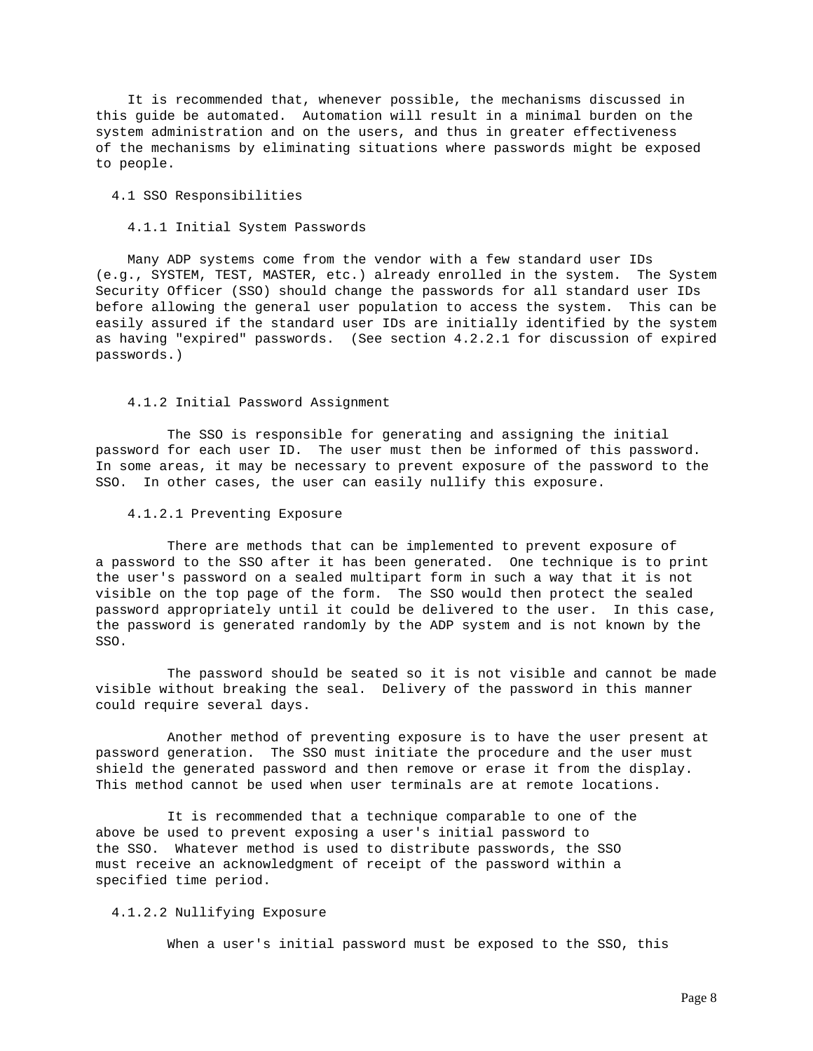It is recommended that, whenever possible, the mechanisms discussed in this guide be automated. Automation will result in a minimal burden on the system administration and on the users, and thus in greater effectiveness of the mechanisms by eliminating situations where passwords might be exposed to people.

## 4.1 SSO Responsibilities

### 4.1.1 Initial System Passwords

Many ADP systems come from the vendor with a few standard user IDs (e.g., SYSTEM, TEST, MASTER, etc.) already enrolled in the system. The System Security Officer (SSO) should change the passwords for all standard user IDs before allowing the general user population to access the system. This can be easily assured if the standard user IDs are initially identified by the system as having "expired" passwords. (See section 4.2.2.1 for discussion of expired passwords.)

### 4.1.2 Initial Password Assignment

The SSO is responsible for generating and assigning the initial password for each user ID. The user must then be informed of this password. In some areas, it may be necessary to prevent exposure of the password to the SSO. In other cases, the user can easily nullify this exposure.

#### 4.1.2.1 Preventing Exposure

There are methods that can be implemented to prevent exposure of a password to the SSO after it has been generated. One technique is to print the user's password on a sealed multipart form in such a way that it is not visible on the top page of the form. The SSO would then protect the sealed password appropriately until it could be delivered to the user. In this case, the password is generated randomly by the ADP system and is not known by the SSO.

The password should be seated so it is not visible and cannot be made visible without breaking the seal. Delivery of the password in this manner could require several days.

Another method of preventing exposure is to have the user present at password generation. The SSO must initiate the procedure and the user must shield the generated password and then remove or erase it from the display. This method cannot be used when user terminals are at remote locations.

It is recommended that a technique comparable to one of the above be used to prevent exposing a user's initial password to the SSO. Whatever method is used to distribute passwords, the SSO must receive an acknowledgment of receipt of the password within a specified time period.

#### 4.1.2.2 Nullifying Exposure

When a user's initial password must be exposed to the SSO, this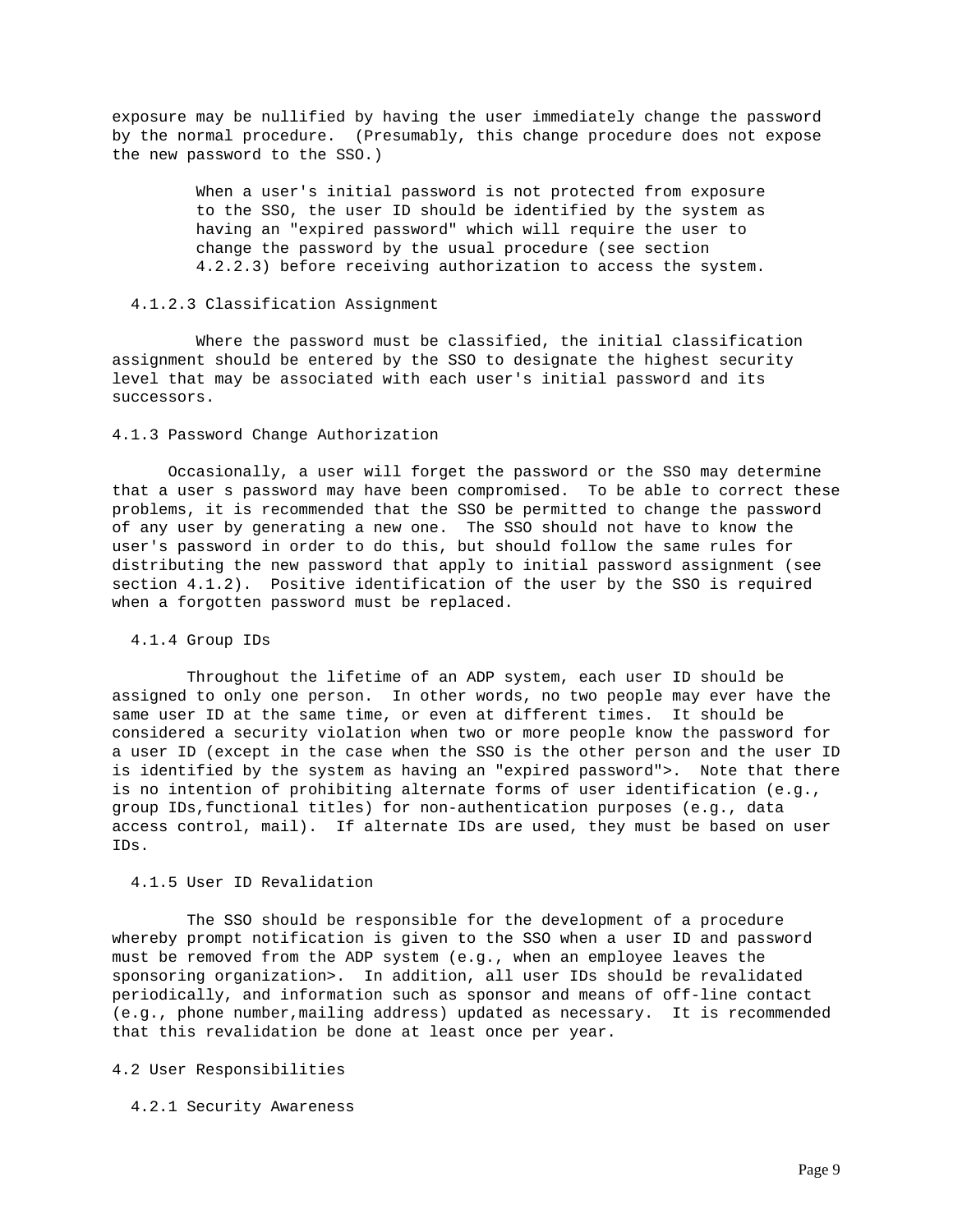exposure may be nullified by having the user immediately change the password by the normal procedure. (Presumably, this change procedure does not expose the new password to the SSO.)

> When a user's initial password is not protected from exposure to the SSO, the user ID should be identified by the system as having an "expired password" which will require the user to change the password by the usual procedure (see section 4.2.2.3) before receiving authorization to access the system.

#### 4.1.2.3 Classification Assignment

Where the password must be classified, the initial classification assignment should be entered by the SSO to designate the highest security level that may be associated with each user's initial password and its successors.

### 4.1.3 Password Change Authorization

Occasionally, a user will forget the password or the SSO may determine that a user s password may have been compromised. To be able to correct these problems, it is recommended that the SSO be permitted to change the password of any user by generating a new one. The SSO should not have to know the user's password in order to do this, but should follow the same rules for distributing the new password that apply to initial password assignment (see section 4.1.2). Positive identification of the user by the SSO is required when a forgotten password must be replaced.

### 4.1.4 Group IDs

Throughout the lifetime of an ADP system, each user ID should be assigned to only one person. In other words, no two people may ever have the same user ID at the same time, or even at different times. It should be considered a security violation when two or more people know the password for a user ID (except in the case when the SSO is the other person and the user ID is identified by the system as having an "expired password">. Note that there is no intention of prohibiting alternate forms of user identification (e.g., group IDs,functional titles) for non-authentication purposes (e.g., data access control, mail). If alternate IDs are used, they must be based on user IDs.

### 4.1.5 User ID Revalidation

The SSO should be responsible for the development of a procedure whereby prompt notification is given to the SSO when a user ID and password must be removed from the ADP system (e.g., when an employee leaves the sponsoring organization>. In addition, all user IDs should be revalidated periodically, and information such as sponsor and means of off-line contact (e.g., phone number,mailing address) updated as necessary. It is recommended that this revalidation be done at least once per year.

## 4.2 User Responsibilities

### 4.2.1 Security Awareness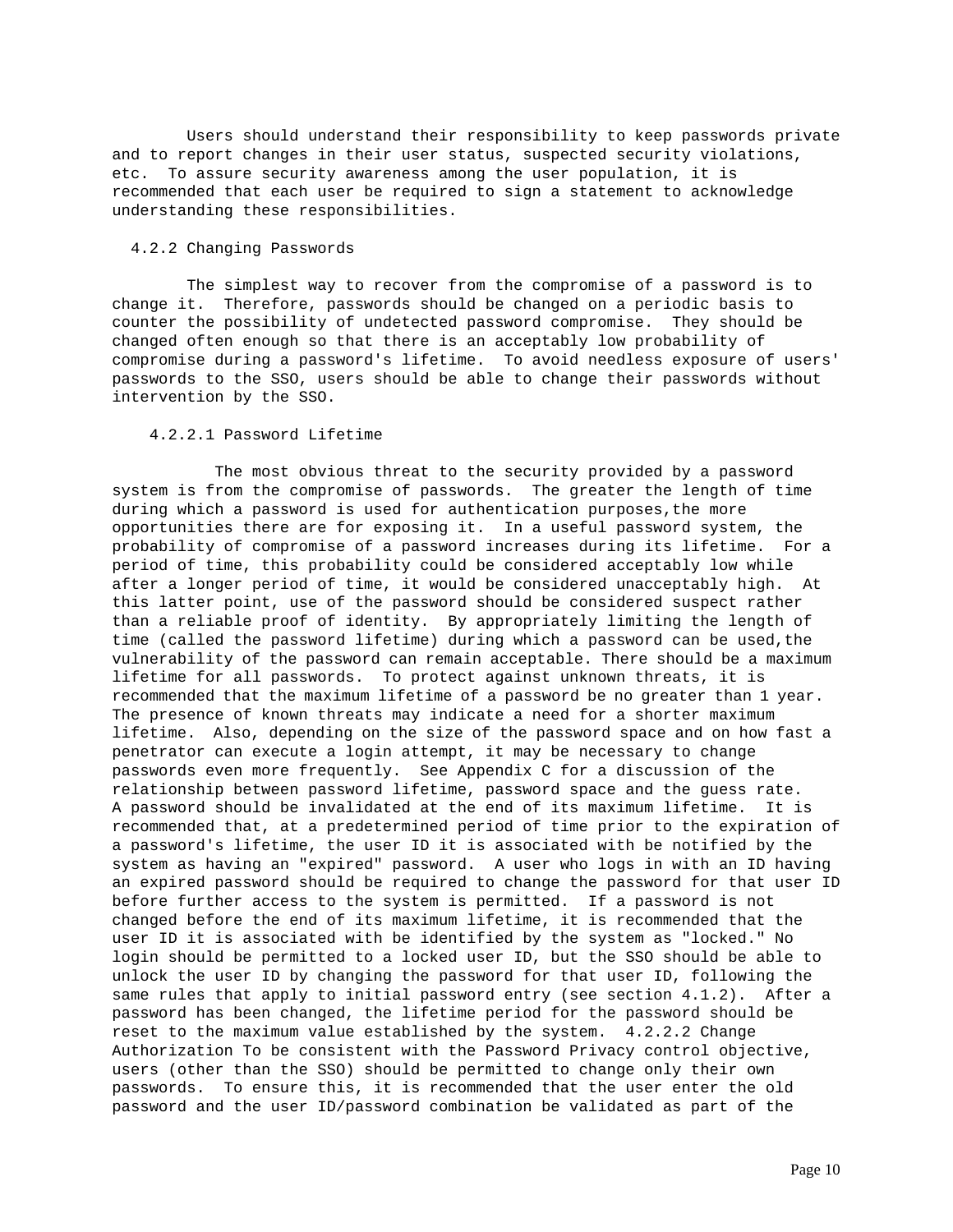Users should understand their responsibility to keep passwords private and to report changes in their user status, suspected security violations, etc. To assure security awareness among the user population, it is recommended that each user be required to sign a statement to acknowledge understanding these responsibilities.

### 4.2.2 Changing Passwords

The simplest way to recover from the compromise of a password is to change it. Therefore, passwords should be changed on a periodic basis to counter the possibility of undetected password compromise. They should be changed often enough so that there is an acceptably low probability of compromise during a password's lifetime. To avoid needless exposure of users' passwords to the SSO, users should be able to change their passwords without intervention by the SSO.

#### 4.2.2.1 Password Lifetime

The most obvious threat to the security provided by a password system is from the compromise of passwords. The greater the length of time during which a password is used for authentication purposes,the more opportunities there are for exposing it. In a useful password system, the probability of compromise of a password increases during its lifetime. For a period of time, this probability could be considered acceptably low while after a longer period of time, it would be considered unacceptably high. At this latter point, use of the password should be considered suspect rather than a reliable proof of identity. By appropriately limiting the length of time (called the password lifetime) during which a password can be used,the vulnerability of the password can remain acceptable. There should be a maximum lifetime for all passwords. To protect against unknown threats, it is recommended that the maximum lifetime of a password be no greater than 1 year. The presence of known threats may indicate a need for a shorter maximum lifetime. Also, depending on the size of the password space and on how fast a penetrator can execute a login attempt, it may be necessary to change passwords even more frequently. See Appendix C for a discussion of the relationship between password lifetime, password space and the guess rate. A password should be invalidated at the end of its maximum lifetime. It is recommended that, at a predetermined period of time prior to the expiration of a password's lifetime, the user ID it is associated with be notified by the system as having an "expired" password. A user who logs in with an ID having an expired password should be required to change the password for that user ID before further access to the system is permitted. If a password is not changed before the end of its maximum lifetime, it is recommended that the user ID it is associated with be identified by the system as "locked." No login should be permitted to a locked user ID, but the SSO should be able to unlock the user ID by changing the password for that user ID, following the same rules that apply to initial password entry (see section 4.1.2). After a password has been changed, the lifetime period for the password should be reset to the maximum value established by the system. 4.2.2.2 Change Authorization To be consistent with the Password Privacy control objective, users (other than the SSO) should be permitted to change only their own passwords. To ensure this, it is recommended that the user enter the old password and the user ID/password combination be validated as part of the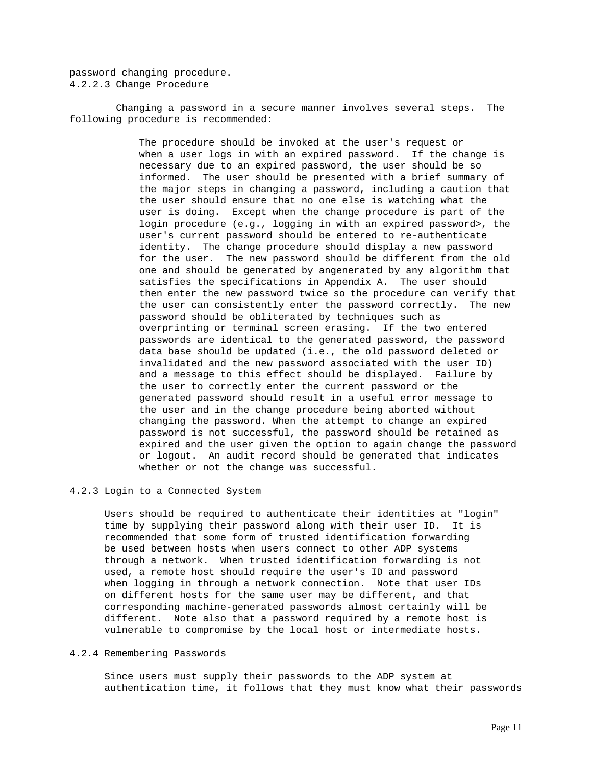password changing procedure.

#### 4.2.2.3 Change Procedure

Changing a password in a secure manner involves several steps. The following procedure is recommended:

> The procedure should be invoked at the user's request or when a user logs in with an expired password. If the change is necessary due to an expired password, the user should be so informed. The user should be presented with a brief summary of the major steps in changing a password, including a caution that the user should ensure that no one else is watching what the user is doing. Except when the change procedure is part of the login procedure (e.g., logging in with an expired password>, the user's current password should be entered to re-authenticate identity. The change procedure should display a new password for the user. The new password should be different from the old one and should be generated by angenerated by any algorithm that satisfies the specifications in Appendix A. The user should then enter the new password twice so the procedure can verify that the user can consistently enter the password correctly. The new password should be obliterated by techniques such as overprinting or terminal screen erasing. If the two entered passwords are identical to the generated password, the password data base should be updated (i.e., the old password deleted or invalidated and the new password associated with the user ID) and a message to this effect should be displayed. Failure by the user to correctly enter the current password or the generated password should result in a useful error message to the user and in the change procedure being aborted without changing the password. When the attempt to change an expired password is not successful, the password should be retained as expired and the user given the option to again change the password or logout. An audit record should be generated that indicates whether or not the change was successful.

### 4.2.3 Login to a Connected System

Users should be required to authenticate their identities at "login" time by supplying their password along with their user ID. It is recommended that some form of trusted identification forwarding be used between hosts when users connect to other ADP systems through a network. When trusted identification forwarding is not used, a remote host should require the user's ID and password when logging in through a network connection. Note that user IDs on different hosts for the same user may be different, and that corresponding machine-generated passwords almost certainly will be different. Note also that a password required by a remote host is vulnerable to compromise by the local host or intermediate hosts.

### 4.2.4 Remembering Passwords

Since users must supply their passwords to the ADP system at authentication time, it follows that they must know what their passwords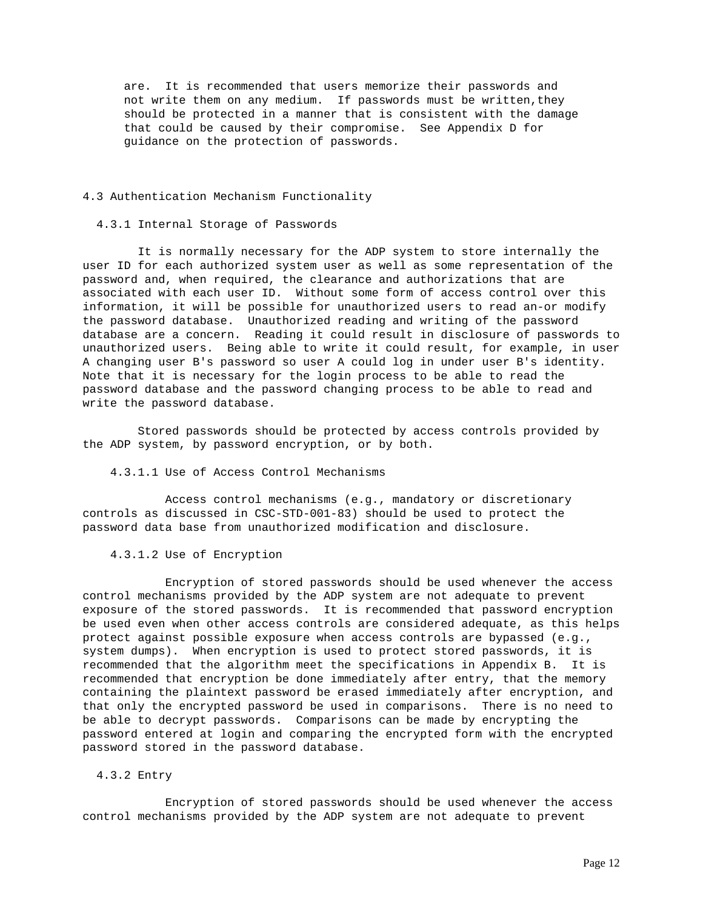are. It is recommended that users memorize their passwords and not write them on any medium. If passwords must be written,they should be protected in a manner that is consistent with the damage that could be caused by their compromise. See Appendix D for guidance on the protection of passwords.

## 4.3 Authentication Mechanism Functionality

### 4.3.1 Internal Storage of Passwords

It is normally necessary for the ADP system to store internally the user ID for each authorized system user as well as some representation of the password and, when required, the clearance and authorizations that are associated with each user ID. Without some form of access control over this information, it will be possible for unauthorized users to read an-or modify the password database. Unauthorized reading and writing of the password database are a concern. Reading it could result in disclosure of passwords to unauthorized users. Being able to write it could result, for example, in user A changing user B's password so user A could log in under user B's identity. Note that it is necessary for the login process to be able to read the password database and the password changing process to be able to read and write the password database.

Stored passwords should be protected by access controls provided by the ADP system, by password encryption, or by both.

#### 4.3.1.1 Use of Access Control Mechanisms

Access control mechanisms (e.g., mandatory or discretionary controls as discussed in CSC-STD-001-83) should be used to protect the password data base from unauthorized modification and disclosure.

#### 4.3.1.2 Use of Encryption

Encryption of stored passwords should be used whenever the access control mechanisms provided by the ADP system are not adequate to prevent exposure of the stored passwords. It is recommended that password encryption be used even when other access controls are considered adequate, as this helps protect against possible exposure when access controls are bypassed (e.g., system dumps). When encryption is used to protect stored passwords, it is recommended that the algorithm meet the specifications in Appendix B. It is recommended that encryption be done immediately after entry, that the memory containing the plaintext password be erased immediately after encryption, and that only the encrypted password be used in comparisons. There is no need to be able to decrypt passwords. Comparisons can be made by encrypting the password entered at login and comparing the encrypted form with the encrypted password stored in the password database.

### 4.3.2 Entry

Encryption of stored passwords should be used whenever the access control mechanisms provided by the ADP system are not adequate to prevent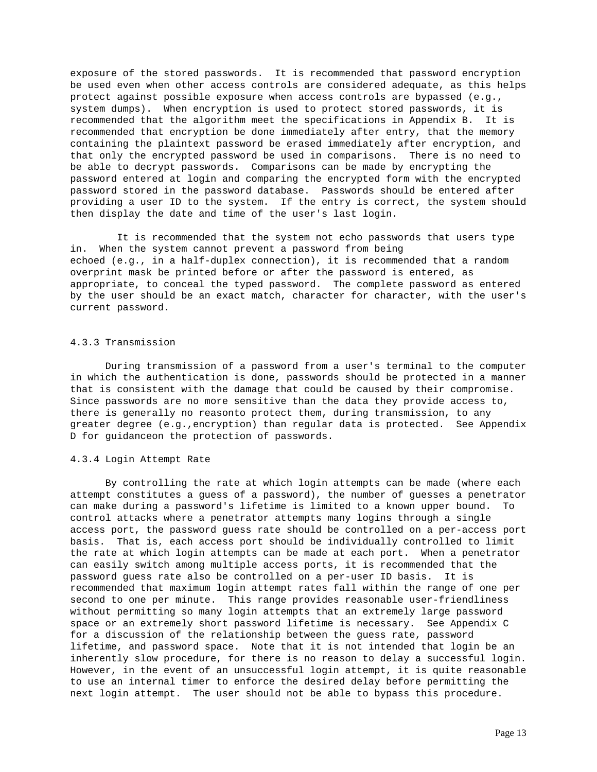exposure of the stored passwords. It is recommended that password encryption be used even when other access controls are considered adequate, as this helps protect against possible exposure when access controls are bypassed (e.g., system dumps). When encryption is used to protect stored passwords, it is recommended that the algorithm meet the specifications in Appendix B. It is recommended that encryption be done immediately after entry, that the memory containing the plaintext password be erased immediately after encryption, and that only the encrypted password be used in comparisons. There is no need to be able to decrypt passwords. Comparisons can be made by encrypting the password entered at login and comparing the encrypted form with the encrypted password stored in the password database. Passwords should be entered after providing a user ID to the system. If the entry is correct, the system should then display the date and time of the user's last login.

It is recommended that the system not echo passwords that users type in. When the system cannot prevent a password from being echoed (e.g., in a half-duplex connection), it is recommended that a random overprint mask be printed before or after the password is entered, as appropriate, to conceal the typed password. The complete password as entered by the user should be an exact match, character for character, with the user's current password.

### 4.3.3 Transmission

During transmission of a password from a user's terminal to the computer in which the authentication is done, passwords should be protected in a manner that is consistent with the damage that could be caused by their compromise. Since passwords are no more sensitive than the data they provide access to, there is generally no reasonto protect them, during transmission, to any greater degree (e.g.,encryption) than regular data is protected. See Appendix D for guidanceon the protection of passwords.

### 4.3.4 Login Attempt Rate

By controlling the rate at which login attempts can be made (where each attempt constitutes a guess of a password), the number of guesses a penetrator can make during a password's lifetime is limited to a known upper bound. To control attacks where a penetrator attempts many logins through a single access port, the password guess rate should be controlled on a per-access port basis. That is, each access port should be individually controlled to limit the rate at which login attempts can be made at each port. When a penetrator can easily switch among multiple access ports, it is recommended that the password guess rate also be controlled on a per-user ID basis. It is recommended that maximum login attempt rates fall within the range of one per second to one per minute. This range provides reasonable user-friendliness without permitting so many login attempts that an extremely large password space or an extremely short password lifetime is necessary. See Appendix C for a discussion of the relationship between the guess rate, password lifetime, and password space. Note that it is not intended that login be an inherently slow procedure, for there is no reason to delay a successful login. However, in the event of an unsuccessful login attempt, it is quite reasonable to use an internal timer to enforce the desired delay before permitting the next login attempt. The user should not be able to bypass this procedure.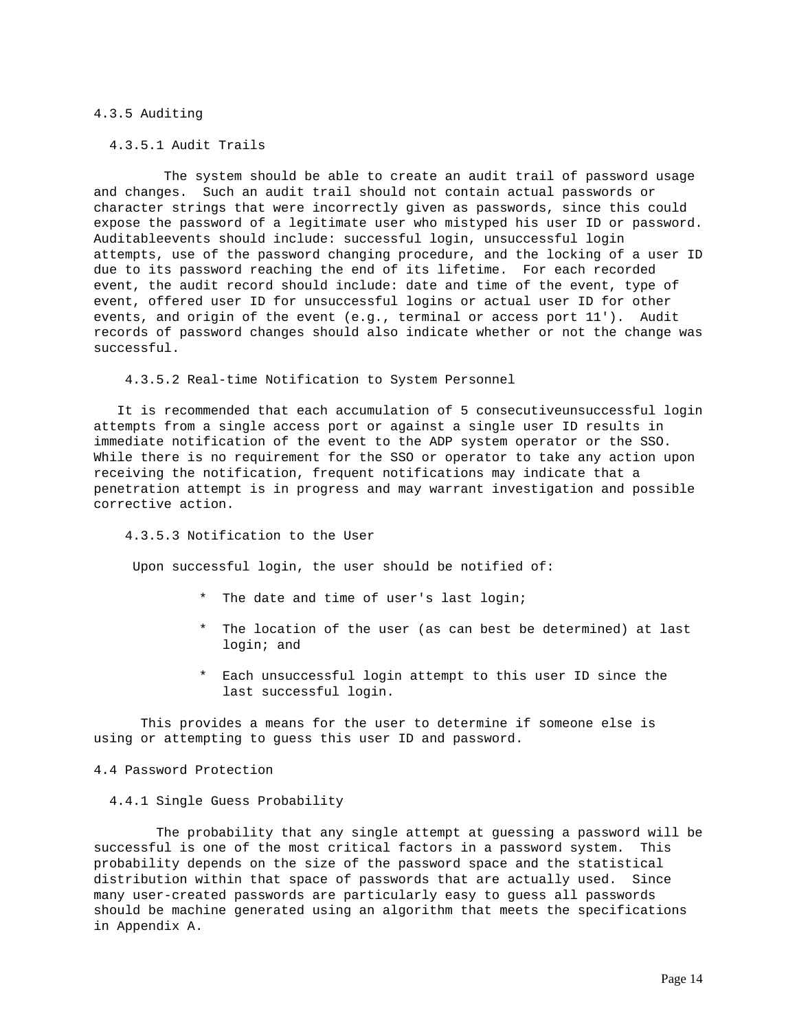### 4.3.5 Auditing

#### 4.3.5.1 Audit Trails

The system should be able to create an audit trail of password usage and changes. Such an audit trail should not contain actual passwords or character strings that were incorrectly given as passwords, since this could expose the password of a legitimate user who mistyped his user ID or password. Auditableevents should include: successful login, unsuccessful login attempts, use of the password changing procedure, and the locking of a user ID due to its password reaching the end of its lifetime. For each recorded event, the audit record should include: date and time of the event, type of event, offered user ID for unsuccessful logins or actual user ID for other events, and origin of the event (e.g., terminal or access port 11'). Audit records of password changes should also indicate whether or not the change was successful.

#### 4.3.5.2 Real-time Notification to System Personnel

It is recommended that each accumulation of 5 consecutiveunsuccessful login attempts from a single access port or against a single user ID results in immediate notification of the event to the ADP system operator or the SSO. While there is no requirement for the SSO or operator to take any action upon receiving the notification, frequent notifications may indicate that a penetration attempt is in progress and may warrant investigation and possible corrective action.

#### 4.3.5.3 Notification to the User

Upon successful login, the user should be notified of:

* The date and time of user's last login;
* The location of the user (as can best be determined) at last login; and
* Each unsuccessful login attempt to this user ID since the last successful login.

This provides a means for the user to determine if someone else is using or attempting to guess this user ID and password.

## 4.4 Password Protection

### 4.4.1 Single Guess Probability

The probability that any single attempt at guessing a password will be successful is one of the most critical factors in a password system. This probability depends on the size of the password space and the statistical distribution within that space of passwords that are actually used. Since many user-created passwords are particularly easy to guess all passwords should be machine generated using an algorithm that meets the specifications in Appendix A.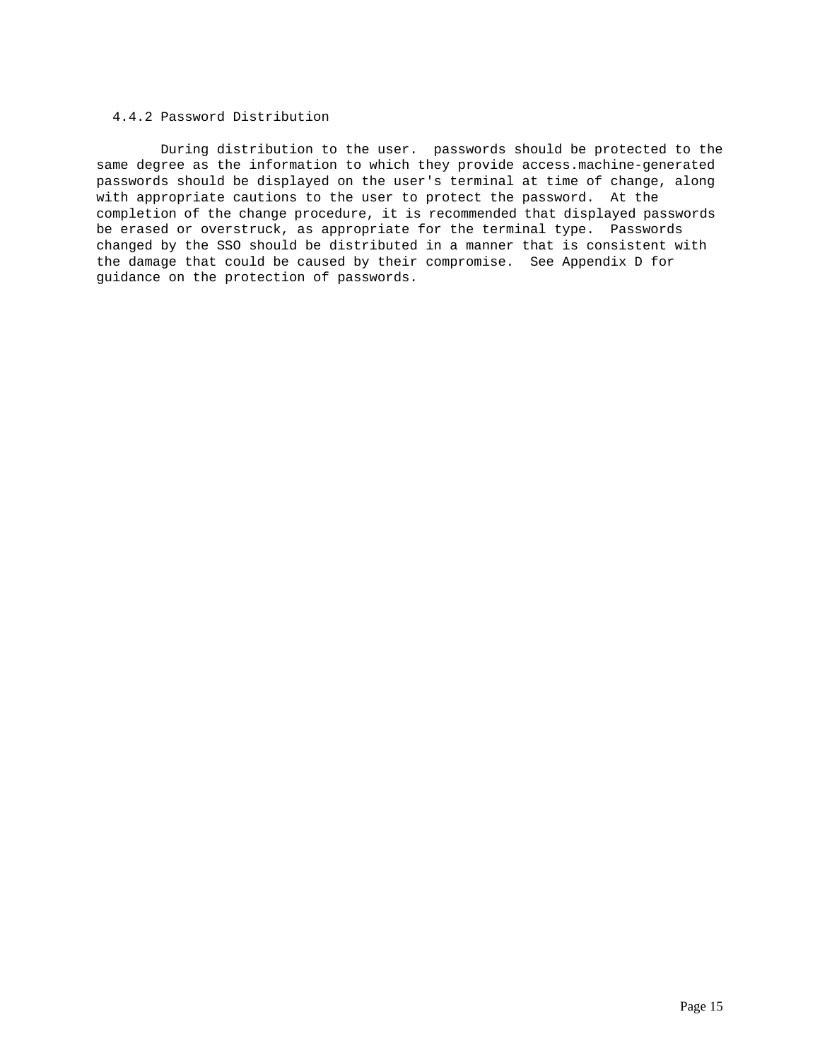### 4.4.2 Password Distribution

During distribution to the user. passwords should be protected to the same degree as the information to which they provide access.machine-generated passwords should be displayed on the user's terminal at time of change, along with appropriate cautions to the user to protect the password. At the completion of the change procedure, it is recommended that displayed passwords be erased or overstruck, as appropriate for the terminal type. Passwords changed by the SSO should be distributed in a manner that is consistent with the damage that could be caused by their compromise. See Appendix D for guidance on the protection of passwords.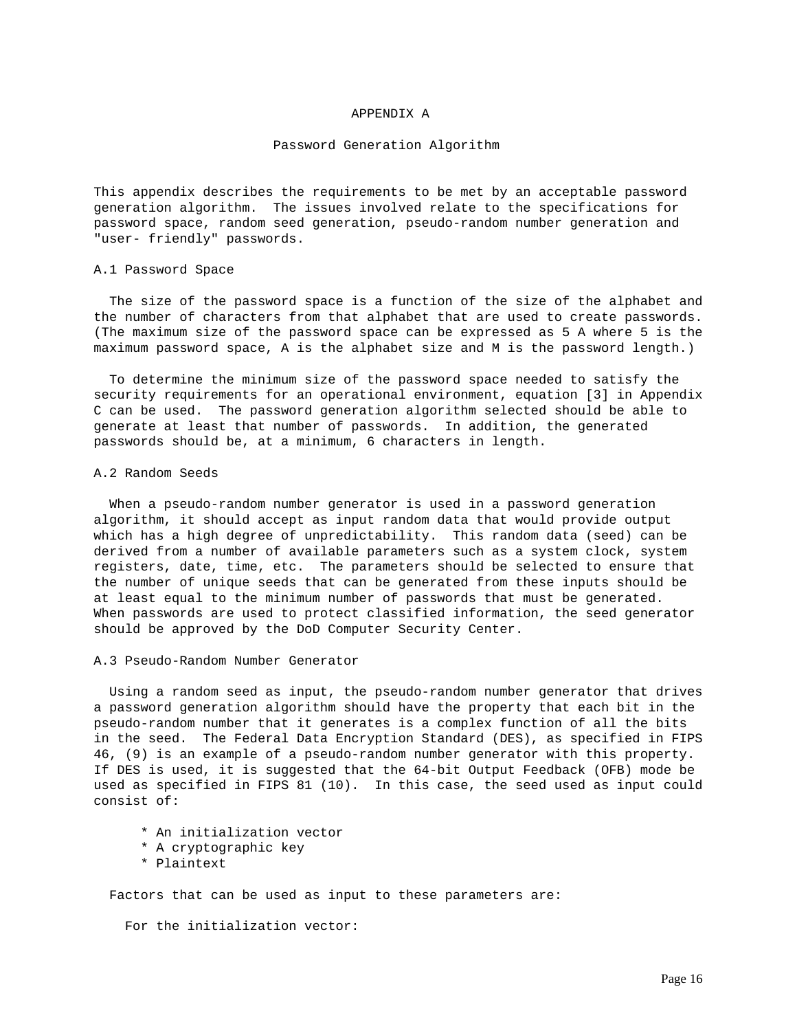# APPENDIX A

## Password Generation Algorithm

This appendix describes the requirements to be met by an acceptable password generation algorithm. The issues involved relate to the specifications for password space, random seed generation, pseudo-random number generation and "user- friendly" passwords.

### A.1 Password Space

The size of the password space is a function of the size of the alphabet and the number of characters from that alphabet that are used to create passwords. (The maximum size of the password space can be expressed as 5 A where 5 is the maximum password space, A is the alphabet size and M is the password length.)

To determine the minimum size of the password space needed to satisfy the security requirements for an operational environment, equation [3] in Appendix C can be used. The password generation algorithm selected should be able to generate at least that number of passwords. In addition, the generated passwords should be, at a minimum, 6 characters in length.

### A.2 Random Seeds

When a pseudo-random number generator is used in a password generation algorithm, it should accept as input random data that would provide output which has a high degree of unpredictability. This random data (seed) can be derived from a number of available parameters such as a system clock, system registers, date, time, etc. The parameters should be selected to ensure that the number of unique seeds that can be generated from these inputs should be at least equal to the minimum number of passwords that must be generated. When passwords are used to protect classified information, the seed generator should be approved by the DoD Computer Security Center.

### A.3 Pseudo-Random Number Generator

Using a random seed as input, the pseudo-random number generator that drives a password generation algorithm should have the property that each bit in the pseudo-random number that it generates is a complex function of all the bits in the seed. The Federal Data Encryption Standard (DES), as specified in FIPS 46, (9) is an example of a pseudo-random number generator with this property. If DES is used, it is suggested that the 64-bit Output Feedback (OFB) mode be used as specified in FIPS 81 (10). In this case, the seed used as input could consist of:

* An initialization vector
* A cryptographic key
* Plaintext

Factors that can be used as input to these parameters are:

For the initialization vector: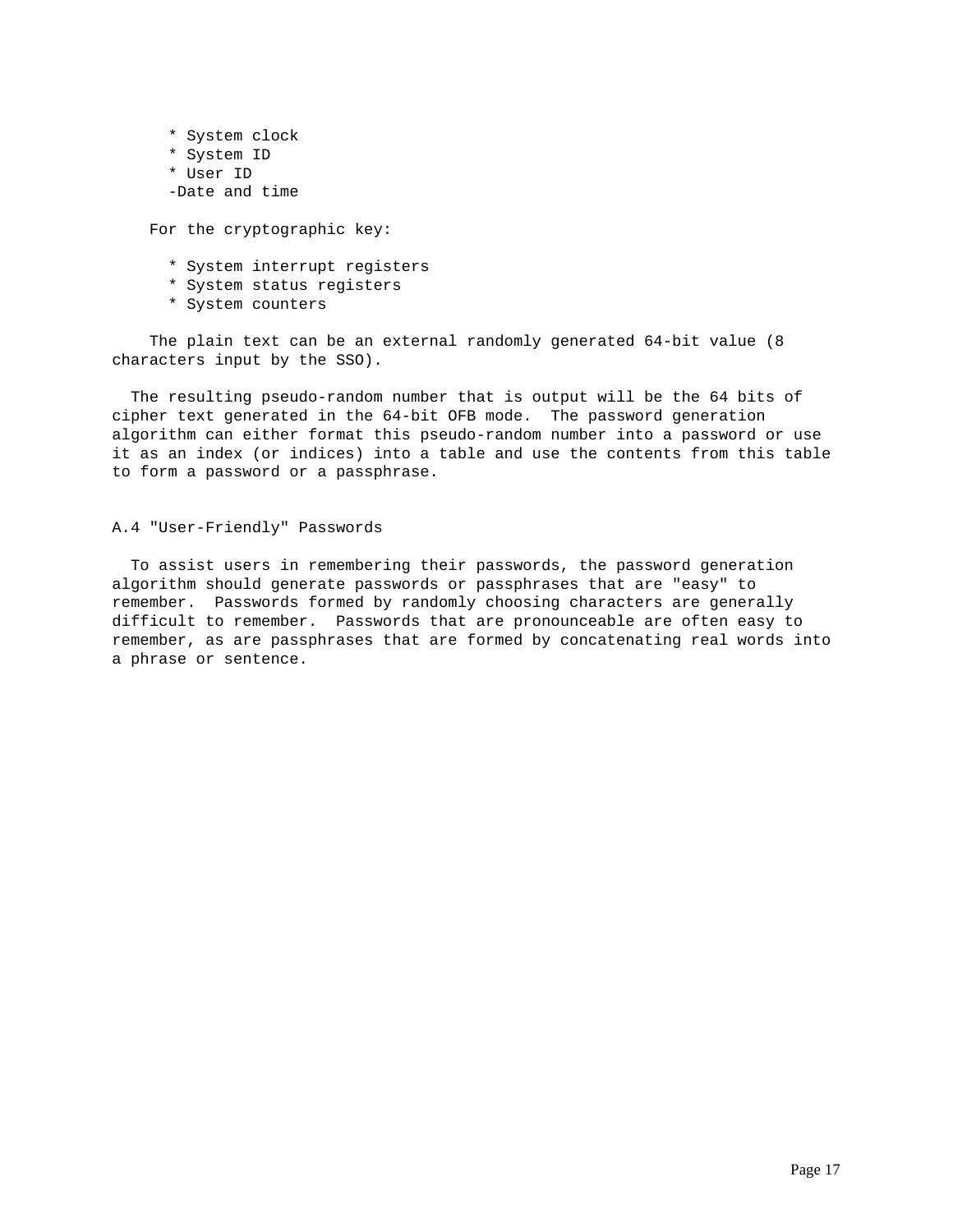* System clock
* System ID
* User ID
-Date and time

For the cryptographic key:

* System interrupt registers
* System status registers
* System counters

The plain text can be an external randomly generated 64-bit value (8 characters input by the SSO).

The resulting pseudo-random number that is output will be the 64 bits of cipher text generated in the 64-bit OFB mode. The password generation algorithm can either format this pseudo-random number into a password or use it as an index (or indices) into a table and use the contents from this table to form a password or a passphrase.

## A.4 "User-Friendly" Passwords

To assist users in remembering their passwords, the password generation algorithm should generate passwords or passphrases that are "easy" to remember. Passwords formed by randomly choosing characters are generally difficult to remember. Passwords that are pronounceable are often easy to remember, as are passphrases that are formed by concatenating real words into a phrase or sentence.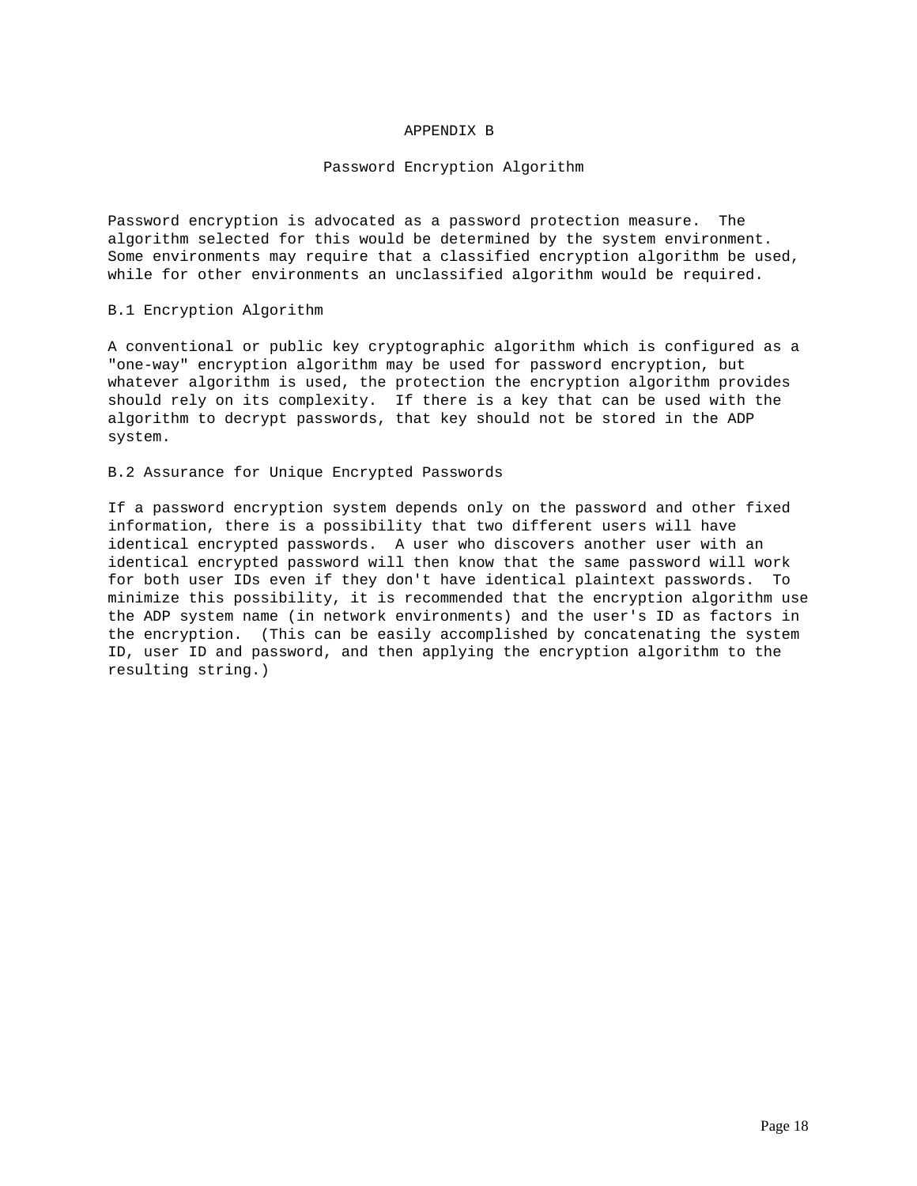# APPENDIX B

## Password Encryption Algorithm

Password encryption is advocated as a password protection measure. The algorithm selected for this would be determined by the system environment. Some environments may require that a classified encryption algorithm be used, while for other environments an unclassified algorithm would be required.

### B.1 Encryption Algorithm

A conventional or public key cryptographic algorithm which is configured as a "one-way" encryption algorithm may be used for password encryption, but whatever algorithm is used, the protection the encryption algorithm provides should rely on its complexity. If there is a key that can be used with the algorithm to decrypt passwords, that key should not be stored in the ADP system.

### B.2 Assurance for Unique Encrypted Passwords

If a password encryption system depends only on the password and other fixed information, there is a possibility that two different users will have identical encrypted passwords. A user who discovers another user with an identical encrypted password will then know that the same password will work for both user IDs even if they don't have identical plaintext passwords. To minimize this possibility, it is recommended that the encryption algorithm use the ADP system name (in network environments) and the user's ID as factors in the encryption. (This can be easily accomplished by concatenating the system ID, user ID and password, and then applying the encryption algorithm to the resulting string.)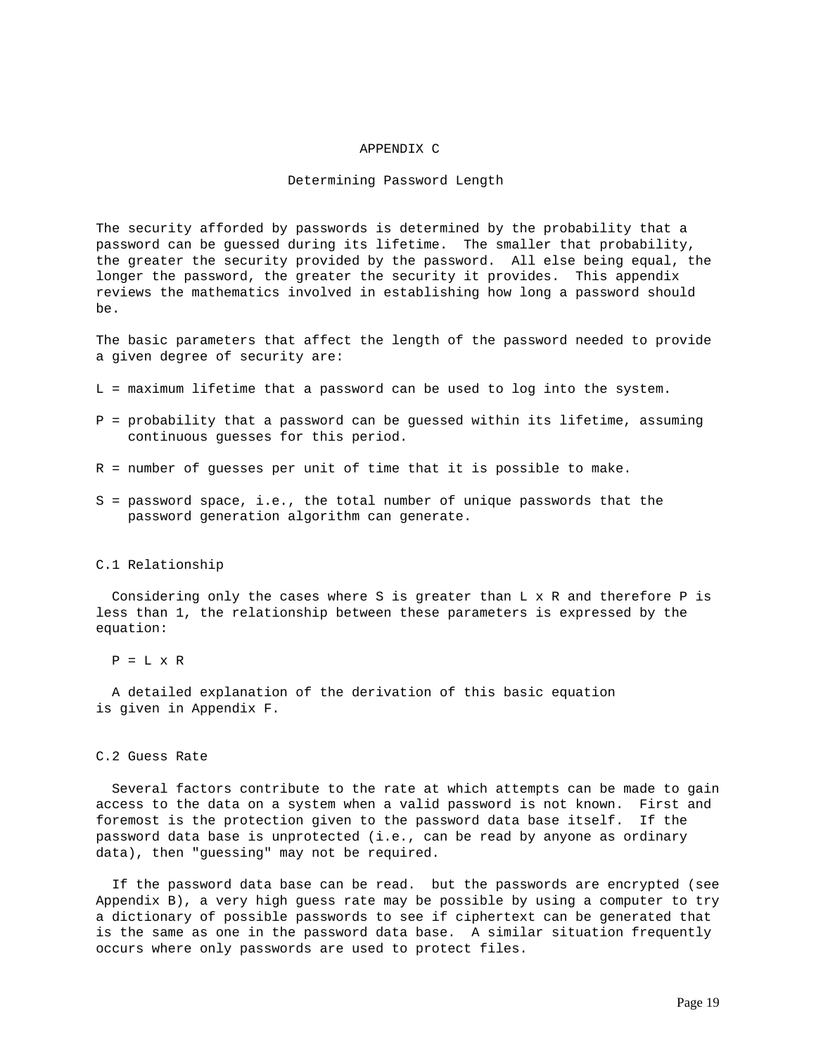# APPENDIX C

## Determining Password Length

The security afforded by passwords is determined by the probability that a password can be guessed during its lifetime. The smaller that probability, the greater the security provided by the password. All else being equal, the longer the password, the greater the security it provides. This appendix reviews the mathematics involved in establishing how long a password should be.

The basic parameters that affect the length of the password needed to provide a given degree of security are:

L = maximum lifetime that a password can be used to log into the system.

P = probability that a password can be guessed within its lifetime, assuming continuous guesses for this period.

R = number of guesses per unit of time that it is possible to make.

S = password space, i.e., the total number of unique passwords that the password generation algorithm can generate.

### C.1 Relationship

Considering only the cases where S is greater than L x R and therefore P is less than 1, the relationship between these parameters is expressed by the equation:

$$P = L \times R$$

A detailed explanation of the derivation of this basic equation is given in Appendix F.

### C.2 Guess Rate

Several factors contribute to the rate at which attempts can be made to gain access to the data on a system when a valid password is not known. First and foremost is the protection given to the password data base itself. If the password data base is unprotected (i.e., can be read by anyone as ordinary data), then "guessing" may not be required.

If the password data base can be read. but the passwords are encrypted (see Appendix B), a very high guess rate may be possible by using a computer to try a dictionary of possible passwords to see if ciphertext can be generated that is the same as one in the password data base. A similar situation frequently occurs where only passwords are used to protect files.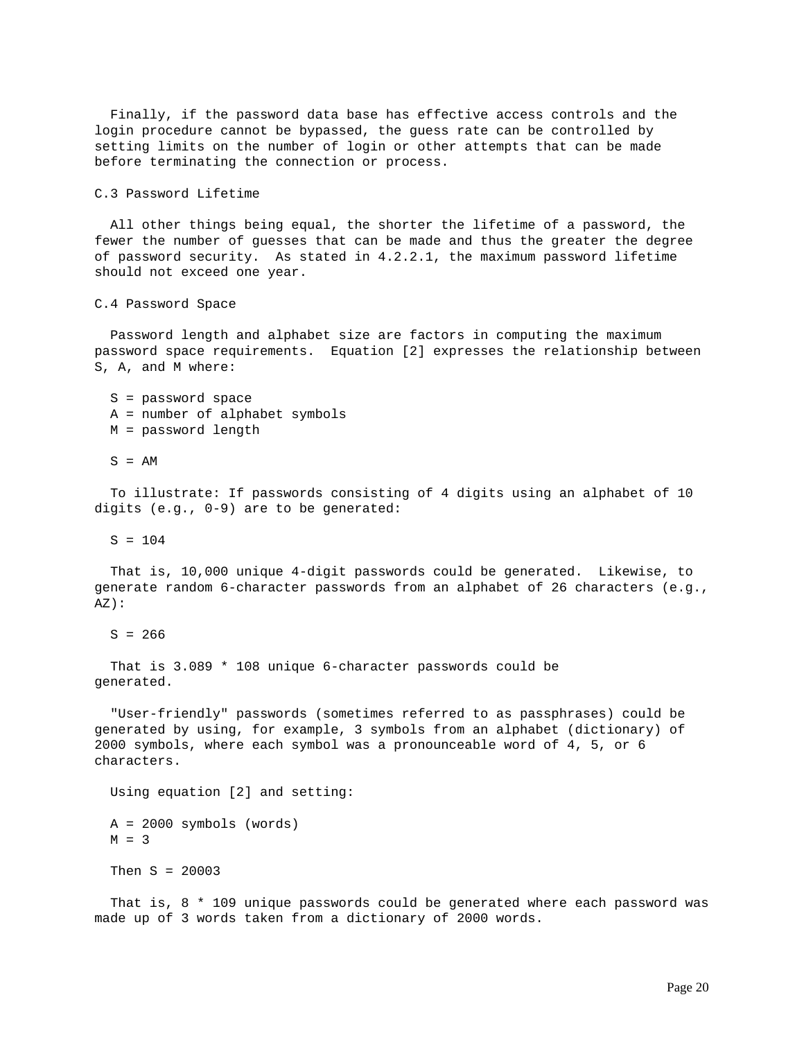Finally, if the password data base has effective access controls and the login procedure cannot be bypassed, the guess rate can be controlled by setting limits on the number of login or other attempts that can be made before terminating the connection or process.

## C.3 Password Lifetime

All other things being equal, the shorter the lifetime of a password, the fewer the number of guesses that can be made and thus the greater the degree of password security. As stated in 4.2.2.1, the maximum password lifetime should not exceed one year.

## C.4 Password Space

Password length and alphabet size are factors in computing the maximum password space requirements. Equation [2] expresses the relationship between S, A, and M where:

S = password space
A = number of alphabet symbols
M = password length

S = AM

To illustrate: If passwords consisting of 4 digits using an alphabet of 10 digits (e.g., 0-9) are to be generated:

S = 104

That is, 10,000 unique 4-digit passwords could be generated. Likewise, to generate random 6-character passwords from an alphabet of 26 characters (e.g., AZ):

S = 266

That is 3.089 * 108 unique 6-character passwords could be generated.

"User-friendly" passwords (sometimes referred to as passphrases) could be generated by using, for example, 3 symbols from an alphabet (dictionary) of 2000 symbols, where each symbol was a pronounceable word of 4, 5, or 6 characters.

Using equation [2] and setting:

A = 2000 symbols (words)
M = 3

Then S = 20003

That is, 8 * 109 unique passwords could be generated where each password was made up of 3 words taken from a dictionary of 2000 words.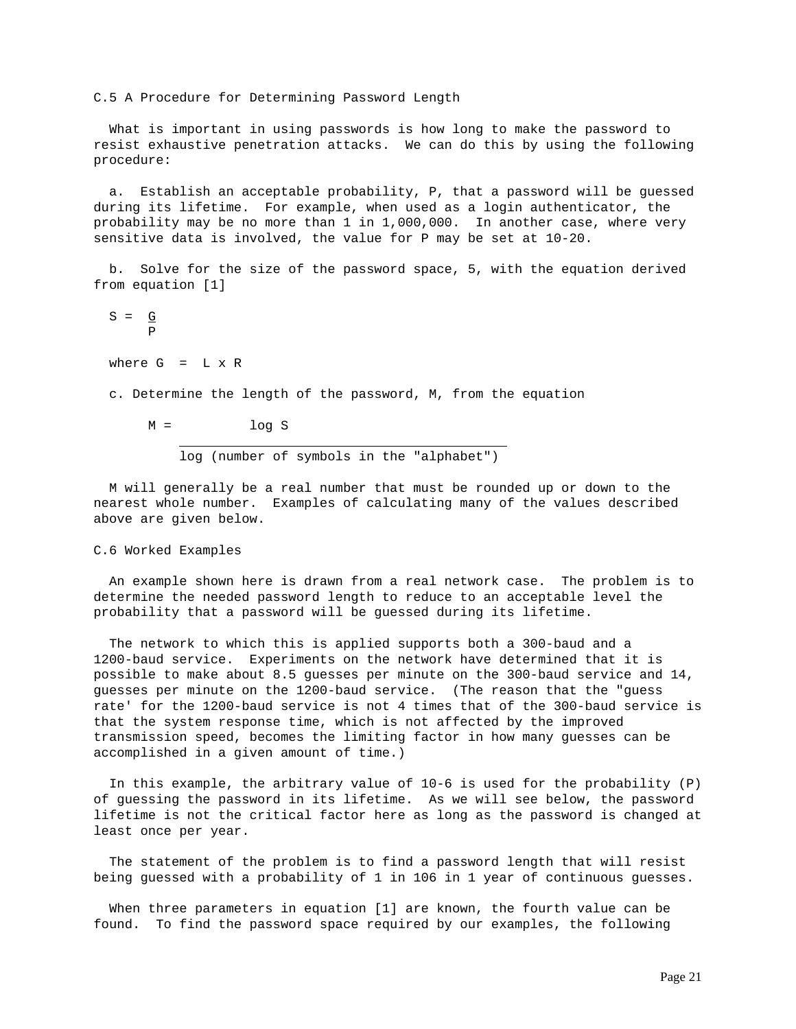## C.5 A Procedure for Determining Password Length

What is important in using passwords is how long to make the password to resist exhaustive penetration attacks. We can do this by using the following procedure:

a. Establish an acceptable probability, P, that a password will be guessed during its lifetime. For example, when used as a login authenticator, the probability may be no more than 1 in 1,000,000. In another case, where very sensitive data is involved, the value for P may be set at 10-20.

b. Solve for the size of the password space, 5, with the equation derived from equation [1]

$$S = \frac{G}{P}$$

where $G = L \times R$

c. Determine the length of the password, M, from the equation

$$M = \frac{\log S}{\log (\text{number of symbols in the "alphabet"})}$$

M will generally be a real number that must be rounded up or down to the nearest whole number. Examples of calculating many of the values described above are given below.

## C.6 Worked Examples

An example shown here is drawn from a real network case. The problem is to determine the needed password length to reduce to an acceptable level the probability that a password will be guessed during its lifetime.

The network to which this is applied supports both a 300-baud and a 1200-baud service. Experiments on the network have determined that it is possible to make about 8.5 guesses per minute on the 300-baud service and 14, guesses per minute on the 1200-baud service. (The reason that the "guess rate' for the 1200-baud service is not 4 times that of the 300-baud service is that the system response time, which is not affected by the improved transmission speed, becomes the limiting factor in how many guesses can be accomplished in a given amount of time.)

In this example, the arbitrary value of 10-6 is used for the probability (P) of guessing the password in its lifetime. As we will see below, the password lifetime is not the critical factor here as long as the password is changed at least once per year.

The statement of the problem is to find a password length that will resist being guessed with a probability of 1 in 106 in 1 year of continuous guesses.

When three parameters in equation [1] are known, the fourth value can be found. To find the password space required by our examples, the following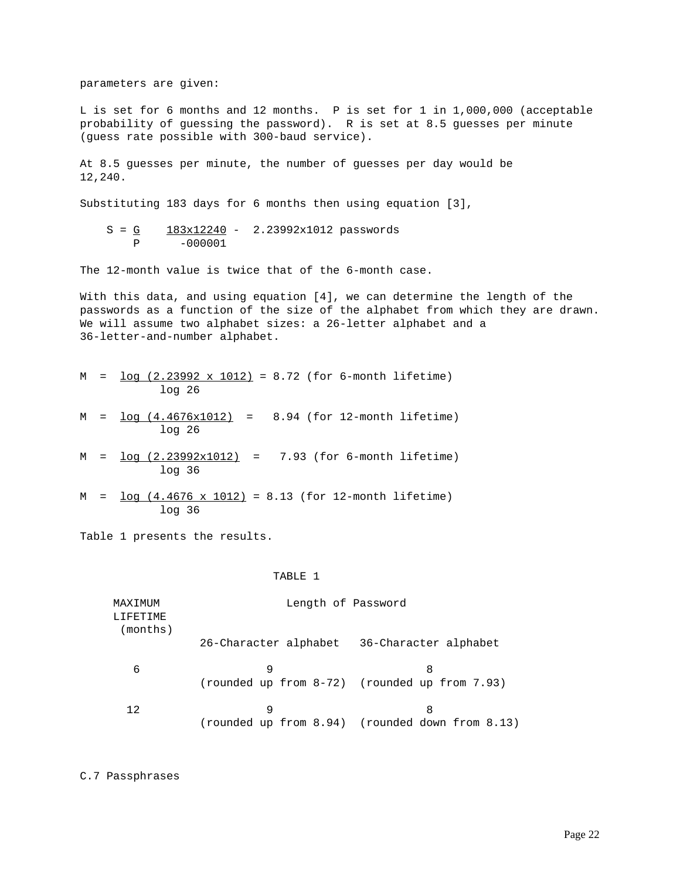parameters are given:

L is set for 6 months and 12 months. P is set for 1 in 1,000,000 (acceptable probability of guessing the password). R is set at 8.5 guesses per minute (guess rate possible with 300-baud service).

At 8.5 guesses per minute, the number of guesses per day would be 12,240.

Substituting 183 days for 6 months then using equation [3],

$$S = \frac{G}{P} \quad \frac{183 \times 12240}{-000001} - 2.23992 \times 1012 \text{ passwords}$$

The 12-month value is twice that of the 6-month case.

With this data, and using equation [4], we can determine the length of the passwords as a function of the size of the alphabet from which they are drawn. We will assume two alphabet sizes: a 26-letter alphabet and a 36-letter-and-number alphabet.

$$M = \frac{\log(2.23992 \times 1012)}{\log 26} = 8.72 \text{ (for 6-month lifetime)}$$

$$M = \frac{\log(4.4676 \times 1012)}{\log 26} = 8.94 \text{ (for 12-month lifetime)}$$

$$M = \frac{\log(2.23992 \times 1012)}{\log 36} = 7.93 \text{ (for 6-month lifetime)}$$

$$M = \frac{\log(4.4676 \times 1012)}{\log 36} = 8.13 \text{ (for 12-month lifetime)}$$

Table 1 presents the results.

TABLE 1

| MAXIMUM LIFETIME (months) | Length of Password | |
|---|---|---|
| | 26-Character alphabet | 36-Character alphabet |
| 6 | 9 (rounded up from 8-72) | 8 (rounded up from 7.93) |
| 12 | 9 (rounded up from 8.94) | 8 (rounded down from 8.13) |

C.7 Passphrases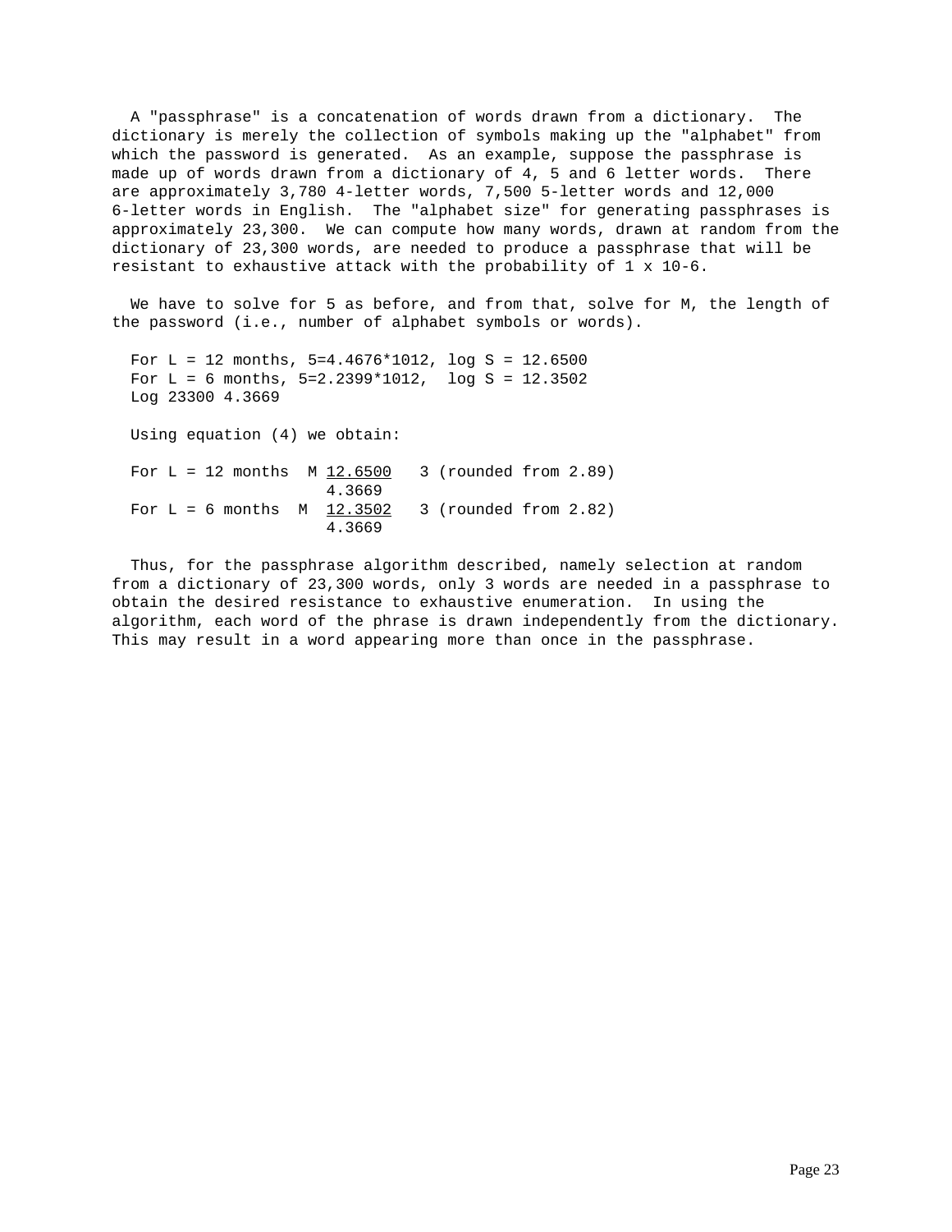A "passphrase" is a concatenation of words drawn from a dictionary. The dictionary is merely the collection of symbols making up the "alphabet" from which the password is generated. As an example, suppose the passphrase is made up of words drawn from a dictionary of 4, 5 and 6 letter words. There are approximately 3,780 4-letter words, 7,500 5-letter words and 12,000 6-letter words in English. The "alphabet size" for generating passphrases is approximately 23,300. We can compute how many words, drawn at random from the dictionary of 23,300 words, are needed to produce a passphrase that will be resistant to exhaustive attack with the probability of 1 x 10-6.

We have to solve for 5 as before, and from that, solve for M, the length of the password (i.e., number of alphabet symbols or words).

For L = 12 months, 5=4.4676*1012, log S = 12.6500
For L = 6 months, 5=2.2399*1012, log S = 12.3502
Log 23300 4.3669

Using equation (4) we obtain:

For L = 12 months $M \frac{12.6500}{4.3669}$ 3 (rounded from 2.89)

For L = 6 months $M \frac{12.3502}{4.3669}$ 3 (rounded from 2.82)

Thus, for the passphrase algorithm described, namely selection at random from a dictionary of 23,300 words, only 3 words are needed in a passphrase to obtain the desired resistance to exhaustive enumeration. In using the algorithm, each word of the phrase is drawn independently from the dictionary. This may result in a word appearing more than once in the passphrase.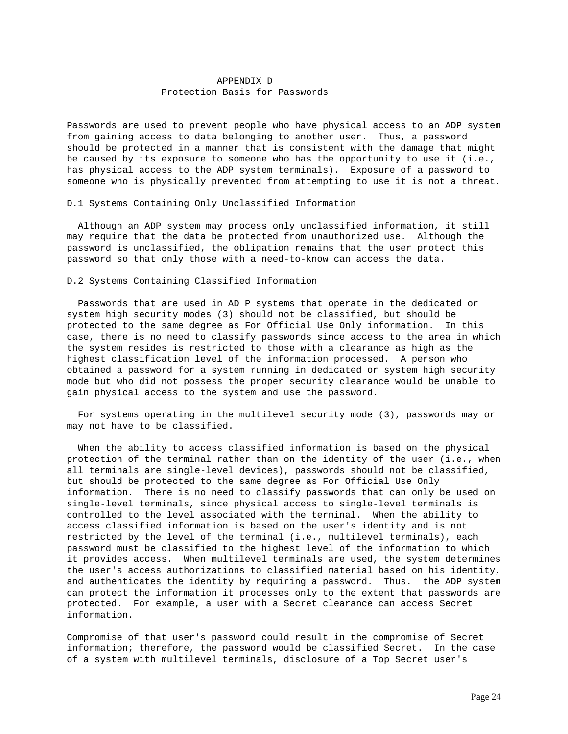# APPENDIX D
## Protection Basis for Passwords

Passwords are used to prevent people who have physical access to an ADP system from gaining access to data belonging to another user. Thus, a password should be protected in a manner that is consistent with the damage that might be caused by its exposure to someone who has the opportunity to use it (i.e., has physical access to the ADP system terminals). Exposure of a password to someone who is physically prevented from attempting to use it is not a threat.

### D.1 Systems Containing Only Unclassified Information

Although an ADP system may process only unclassified information, it still may require that the data be protected from unauthorized use. Although the password is unclassified, the obligation remains that the user protect this password so that only those with a need-to-know can access the data.

### D.2 Systems Containing Classified Information

Passwords that are used in AD P systems that operate in the dedicated or system high security modes (3) should not be classified, but should be protected to the same degree as For Official Use Only information. In this case, there is no need to classify passwords since access to the area in which the system resides is restricted to those with a clearance as high as the highest classification level of the information processed. A person who obtained a password for a system running in dedicated or system high security mode but who did not possess the proper security clearance would be unable to gain physical access to the system and use the password.

For systems operating in the multilevel security mode (3), passwords may or may not have to be classified.

When the ability to access classified information is based on the physical protection of the terminal rather than on the identity of the user (i.e., when all terminals are single-level devices), passwords should not be classified, but should be protected to the same degree as For Official Use Only information. There is no need to classify passwords that can only be used on single-level terminals, since physical access to single-level terminals is controlled to the level associated with the terminal. When the ability to access classified information is based on the user's identity and is not restricted by the level of the terminal (i.e., multilevel terminals), each password must be classified to the highest level of the information to which it provides access. When multilevel terminals are used, the system determines the user's access authorizations to classified material based on his identity, and authenticates the identity by requiring a password. Thus. the ADP system can protect the information it processes only to the extent that passwords are protected. For example, a user with a Secret clearance can access Secret information.

Compromise of that user's password could result in the compromise of Secret information; therefore, the password would be classified Secret. In the case of a system with multilevel terminals, disclosure of a Top Secret user's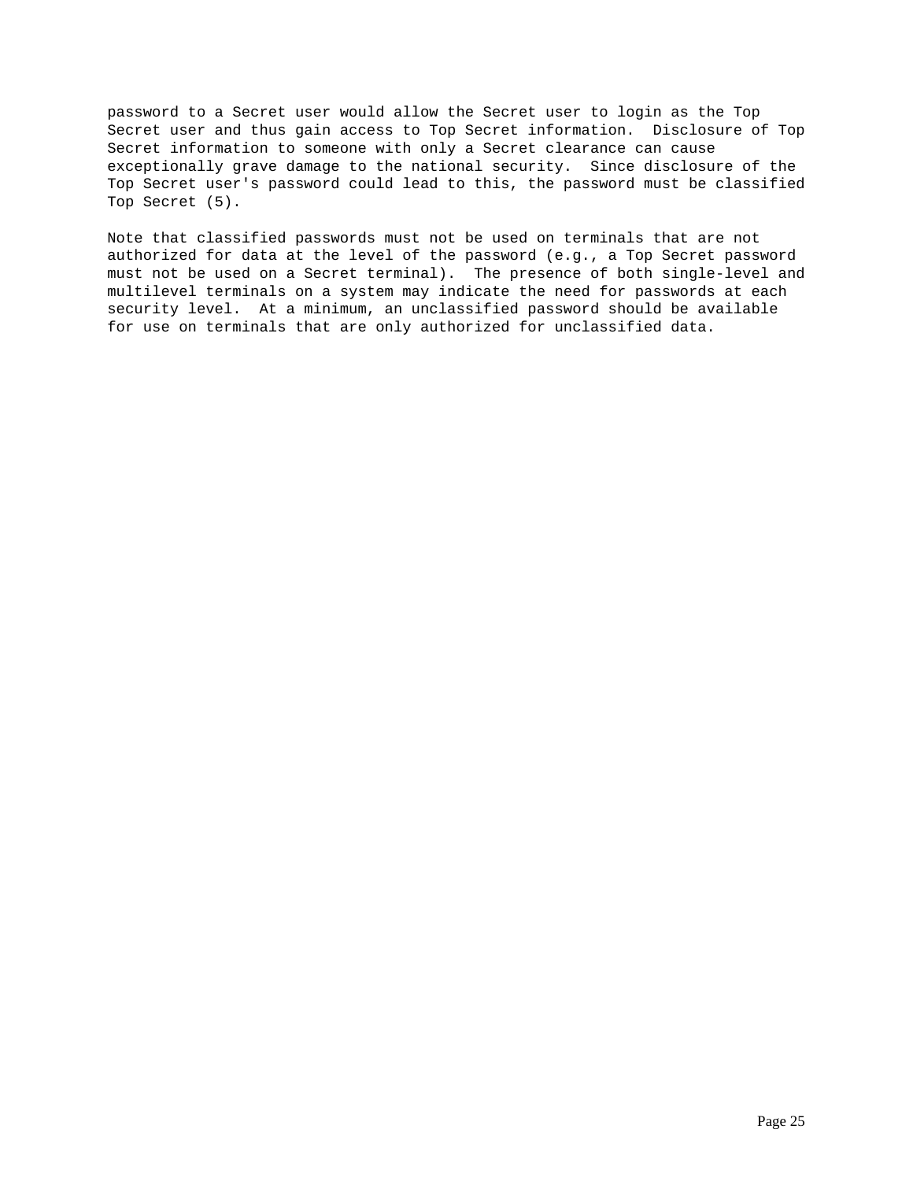password to a Secret user would allow the Secret user to login as the Top Secret user and thus gain access to Top Secret information. Disclosure of Top Secret information to someone with only a Secret clearance can cause exceptionally grave damage to the national security. Since disclosure of the Top Secret user's password could lead to this, the password must be classified Top Secret (5).

Note that classified passwords must not be used on terminals that are not authorized for data at the level of the password (e.g., a Top Secret password must not be used on a Secret terminal). The presence of both single-level and multilevel terminals on a system may indicate the need for passwords at each security level. At a minimum, an unclassified password should be available for use on terminals that are only authorized for unclassified data.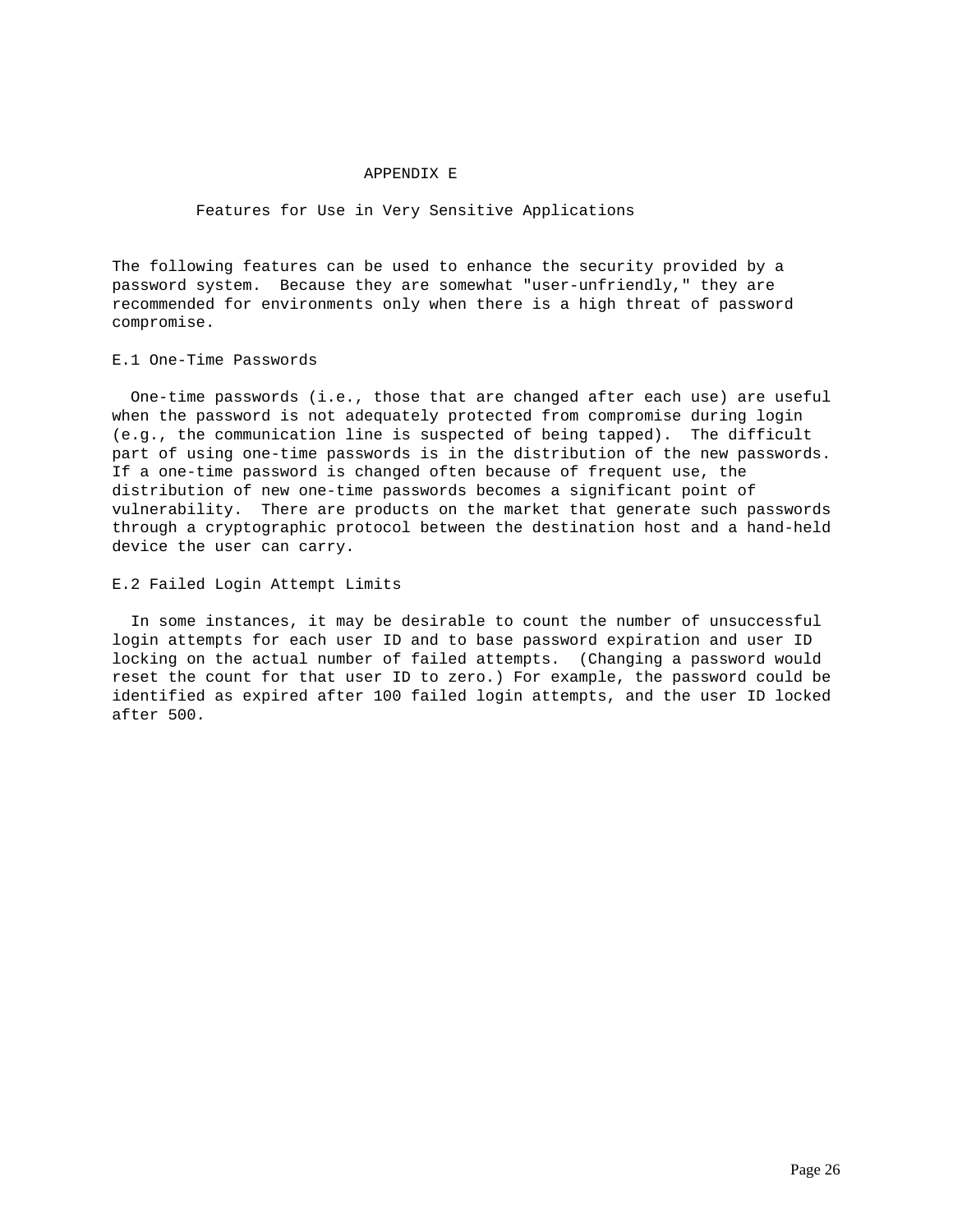# APPENDIX E

## Features for Use in Very Sensitive Applications

The following features can be used to enhance the security provided by a password system. Because they are somewhat "user-unfriendly," they are recommended for environments only when there is a high threat of password compromise.

### E.1 One-Time Passwords

One-time passwords (i.e., those that are changed after each use) are useful when the password is not adequately protected from compromise during login (e.g., the communication line is suspected of being tapped). The difficult part of using one-time passwords is in the distribution of the new passwords. If a one-time password is changed often because of frequent use, the distribution of new one-time passwords becomes a significant point of vulnerability. There are products on the market that generate such passwords through a cryptographic protocol between the destination host and a hand-held device the user can carry.

### E.2 Failed Login Attempt Limits

In some instances, it may be desirable to count the number of unsuccessful login attempts for each user ID and to base password expiration and user ID locking on the actual number of failed attempts. (Changing a password would reset the count for that user ID to zero.) For example, the password could be identified as expired after 100 failed login attempts, and the user ID locked after 500.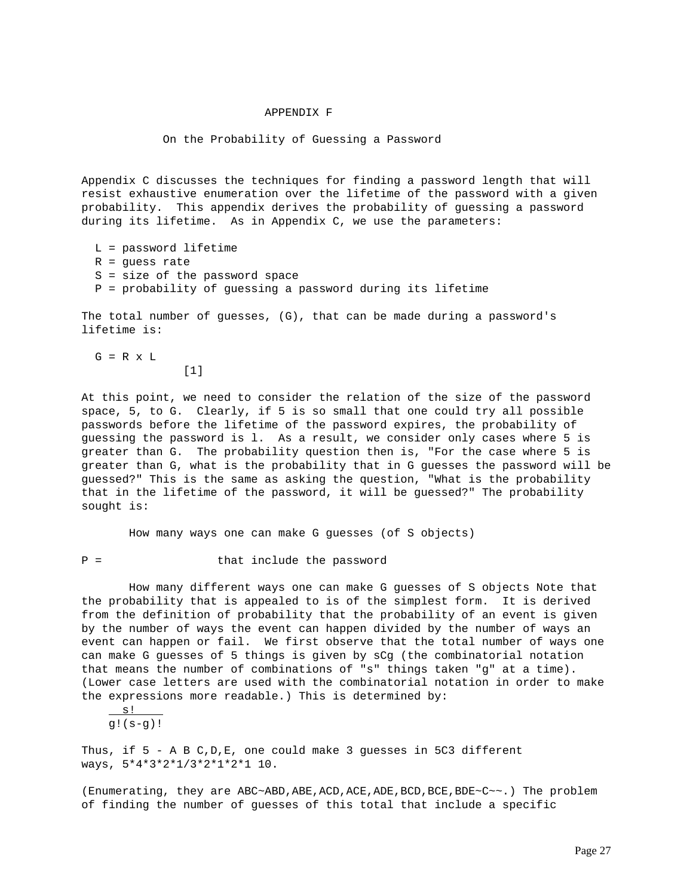# APPENDIX F

## On the Probability of Guessing a Password

Appendix C discusses the techniques for finding a password length that will resist exhaustive enumeration over the lifetime of the password with a given probability. This appendix derives the probability of guessing a password during its lifetime. As in Appendix C, we use the parameters:

- L = password lifetime
- R = guess rate
- S = size of the password space
- P = probability of guessing a password during its lifetime

The total number of guesses, (G), that can be made during a password's lifetime is:

$$G = R \times L \quad [1]$$

At this point, we need to consider the relation of the size of the password space, 5, to G. Clearly, if 5 is so small that one could try all possible passwords before the lifetime of the password expires, the probability of guessing the password is l. As a result, we consider only cases where 5 is greater than G. The probability question then is, "For the case where 5 is greater than G, what is the probability that in G guesses the password will be guessed?" This is the same as asking the question, "What is the probability that in the lifetime of the password, it will be guessed?" The probability sought is:

$$P = \frac{\text{How many ways one can make G guesses (of S objects) that include the password}}{\text{How many different ways one can make G guesses of S objects}}$$

Note that the probability that is appealed to is of the simplest form. It is derived from the definition of probability that the probability of an event is given by the number of ways the event can happen divided by the number of ways an event can happen or fail. We first observe that the total number of ways one can make G guesses of 5 things is given by sCg (the combinatorial notation that means the number of combinations of "s" things taken "g" at a time). (Lower case letters are used with the combinatorial notation in order to make the expressions more readable.) This is determined by:

$$\frac{s!}{g!(s-g)!}$$

Thus, if 5 - A B C,D,E, one could make 3 guesses in 5C3 different ways, 5*4*3*2*1/3*2*1*2*1 10.

(Enumerating, they are ABC~ABD,ABE,ACD,ACE,ADE,BCD,BCE,BDE~C~~.) The problem of finding the number of guesses of this total that include a specific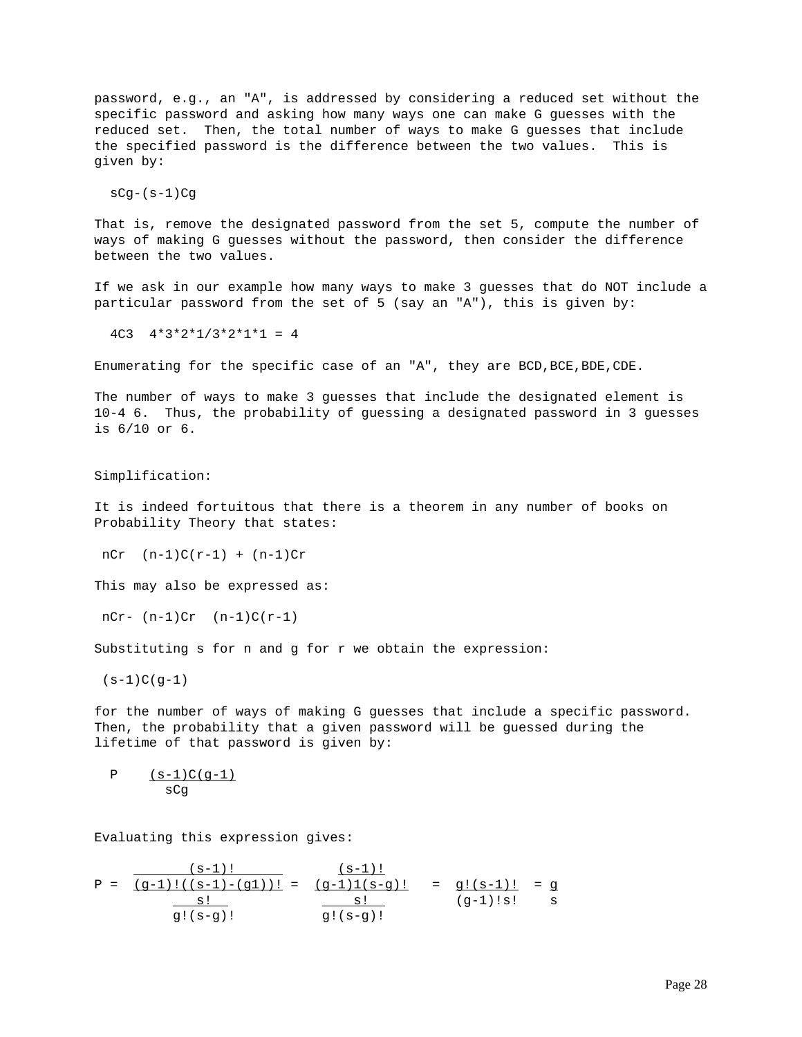password, e.g., an "A", is addressed by considering a reduced set without the specific password and asking how many ways one can make G guesses with the reduced set. Then, the total number of ways to make G guesses that include the specified password is the difference between the two values. This is given by:

$$sCg-(s-1)Cg$$

That is, remove the designated password from the set 5, compute the number of ways of making G guesses without the password, then consider the difference between the two values.

If we ask in our example how many ways to make 3 guesses that do NOT include a particular password from the set of 5 (say an "A"), this is given by:

$$4C3 \quad 4*3*2*1/3*2*1*1 = 4$$

Enumerating for the specific case of an "A", they are BCD,BCE,BDE,CDE.

The number of ways to make 3 guesses that include the designated element is 10-4 6. Thus, the probability of guessing a designated password in 3 guesses is 6/10 or 6.

## Simplification:

It is indeed fortuitous that there is a theorem in any number of books on Probability Theory that states:

$$nCr \quad (n-1)C(r-1) + (n-1)Cr$$

This may also be expressed as:

$$nCr- (n-1)Cr \quad (n-1)C(r-1)$$

Substituting s for n and g for r we obtain the expression:

$$(s-1)C(g-1)$$

for the number of ways of making G guesses that include a specific password. Then, the probability that a given password will be guessed during the lifetime of that password is given by:

$$P \quad \frac{(s-1)C(g-1)}{sCg}$$

Evaluating this expression gives:

$$P = \frac{\frac{(s-1)!}{(g-1)!((s-1)-(g1))!}}{\frac{s!}{g!(s-g)!}} = \frac{\frac{(s-1)!}{(g-1)1(s-g)!}}{\frac{s!}{g!(s-g)!}} = \frac{g!(s-1)!}{(g-1)!s!} = \frac{g}{s}$$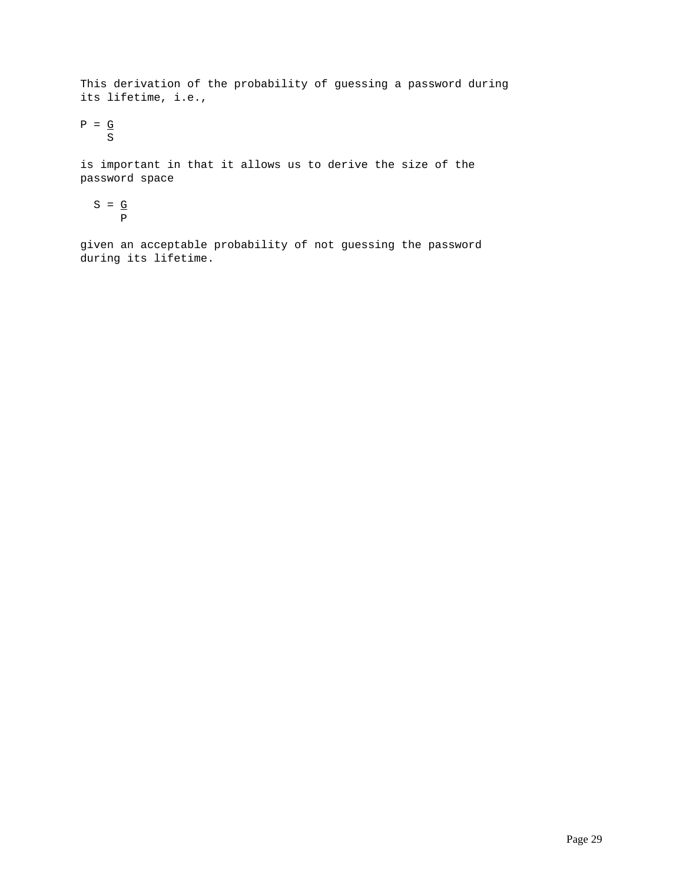This derivation of the probability of guessing a password during its lifetime, i.e.,

$$P = \frac{G}{S}$$

is important in that it allows us to derive the size of the password space

$$S = \frac{G}{P}$$

given an acceptable probability of not guessing the password during its lifetime.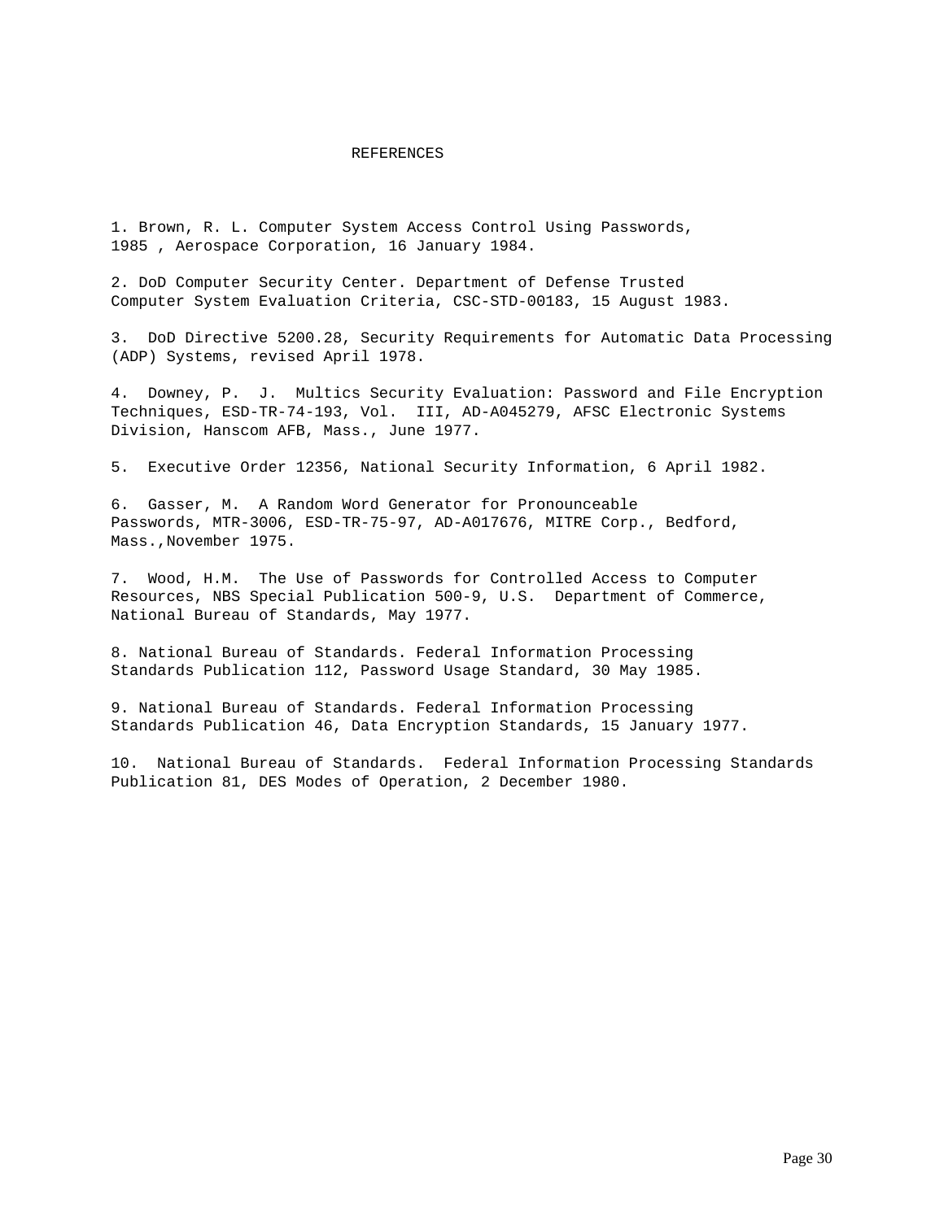# REFERENCES

1. Brown, R. L. Computer System Access Control Using Passwords, 1985 , Aerospace Corporation, 16 January 1984.

2. DoD Computer Security Center. Department of Defense Trusted Computer System Evaluation Criteria, CSC-STD-00183, 15 August 1983.

3. DoD Directive 5200.28, Security Requirements for Automatic Data Processing (ADP) Systems, revised April 1978.

4. Downey, P. J. Multics Security Evaluation: Password and File Encryption Techniques, ESD-TR-74-193, Vol. III, AD-A045279, AFSC Electronic Systems Division, Hanscom AFB, Mass., June 1977.

5. Executive Order 12356, National Security Information, 6 April 1982.

6. Gasser, M. A Random Word Generator for Pronounceable Passwords, MTR-3006, ESD-TR-75-97, AD-A017676, MITRE Corp., Bedford, Mass.,November 1975.

7. Wood, H.M. The Use of Passwords for Controlled Access to Computer Resources, NBS Special Publication 500-9, U.S. Department of Commerce, National Bureau of Standards, May 1977.

8. National Bureau of Standards. Federal Information Processing Standards Publication 112, Password Usage Standard, 30 May 1985.

9. National Bureau of Standards. Federal Information Processing Standards Publication 46, Data Encryption Standards, 15 January 1977.

10. National Bureau of Standards. Federal Information Processing Standards Publication 81, DES Modes of Operation, 2 December 1980.